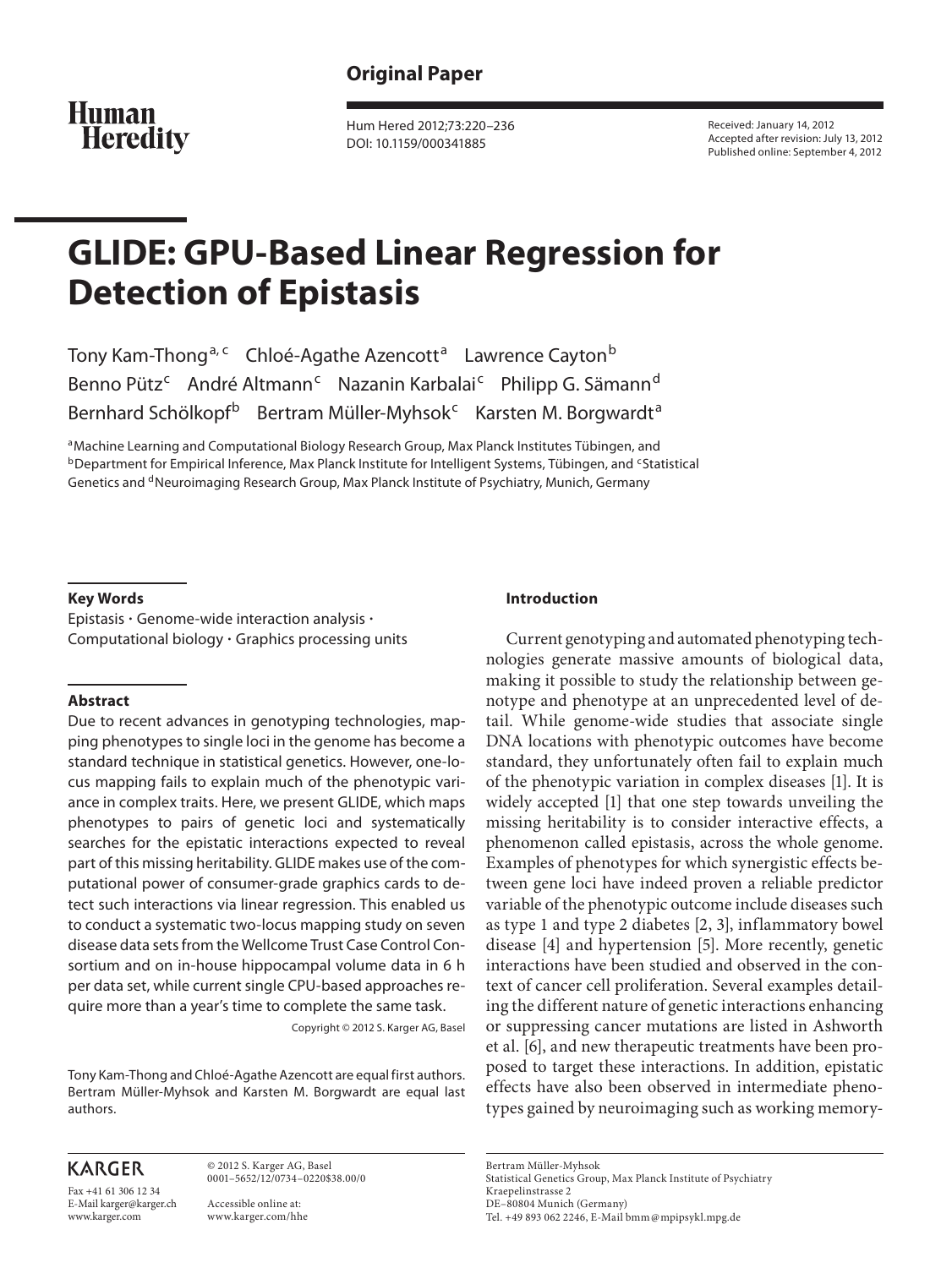**Original Paper**

Human Heredity

Hum Hered 2012;73:220–236
DOI: 10.1159/000341885

Received: January 14, 2012
Accepted after revision: July 13, 2012
Published online: September 4, 2012

# GLIDE: GPU-Based Linear Regression for Detection of Epistasis

Tony Kam-Thong[a, c] Chloé-Agathe Azencott[a] Lawrence Cayton[b] Benno Pütz[c] André Altmann[c] Nazanin Karbalai[c] Philipp G. Sämann[d] Bernhard Schölkopf[b] Bertram Müller-Myhsok[c] Karsten M. Borgwardt[a]

[a]Machine Learning and Computational Biology Research Group, Max Planck Institutes Tübingen, and [b]Department for Empirical Inference, Max Planck Institute for Intelligent Systems, Tübingen, and [c]Statistical Genetics and [d]Neuroimaging Research Group, Max Planck Institute of Psychiatry, Munich, Germany

### Key Words

Epistasis · Genome-wide interaction analysis · Computational biology · Graphics processing units

### Abstract

Due to recent advances in genotyping technologies, mapping phenotypes to single loci in the genome has become a standard technique in statistical genetics. However, one-locus mapping fails to explain much of the phenotypic variance in complex traits. Here, we present GLIDE, which maps phenotypes to pairs of genetic loci and systematically searches for the epistatic interactions expected to reveal part of this missing heritability. GLIDE makes use of the computational power of consumer-grade graphics cards to detect such interactions via linear regression. This enabled us to conduct a systematic two-locus mapping study on seven disease data sets from the Wellcome Trust Case Control Consortium and on in-house hippocampal volume data in 6 h per data set, while current single CPU-based approaches require more than a year's time to complete the same task.

Copyright © 2012 S. Karger AG, Basel

Tony Kam-Thong and Chloé-Agathe Azencott are equal first authors. Bertram Müller-Myhsok and Karsten M. Borgwardt are equal last authors.

### Introduction

Current genotyping and automated phenotyping technologies generate massive amounts of biological data, making it possible to study the relationship between genotype and phenotype at an unprecedented level of detail. While genome-wide studies that associate single DNA locations with phenotypic outcomes have become standard, they unfortunately often fail to explain much of the phenotypic variation in complex diseases [1]. It is widely accepted [1] that one step towards unveiling the missing heritability is to consider interactive effects, a phenomenon called epistasis, across the whole genome. Examples of phenotypes for which synergistic effects between gene loci have indeed proven a reliable predictor variable of the phenotypic outcome include diseases such as type 1 and type 2 diabetes [2, 3], inflammatory bowel disease [4] and hypertension [5]. More recently, genetic interactions have been studied and observed in the context of cancer cell proliferation. Several examples detailing the different nature of genetic interactions enhancing or suppressing cancer mutations are listed in Ashworth et al. [6], and new therapeutic treatments have been proposed to target these interactions. In addition, epistatic effects have also been observed in intermediate phenotypes gained by neuroimaging such as working memory-

KARGER

Fax +41 61 306 12 34
E-Mail karger@karger.ch
www.karger.com

© 2012 S. Karger AG, Basel
0001–5652/12/0734–0220$38.00/0

Accessible online at:
www.karger.com/hhe

Bertram Müller-Myhsok
Statistical Genetics Group, Max Planck Institute of Psychiatry
Kraepelinstrasse 2
DE–80804 Munich (Germany)
Tel. +49 893 062 2246, E-Mail bmm@mpipsykl.mpg.de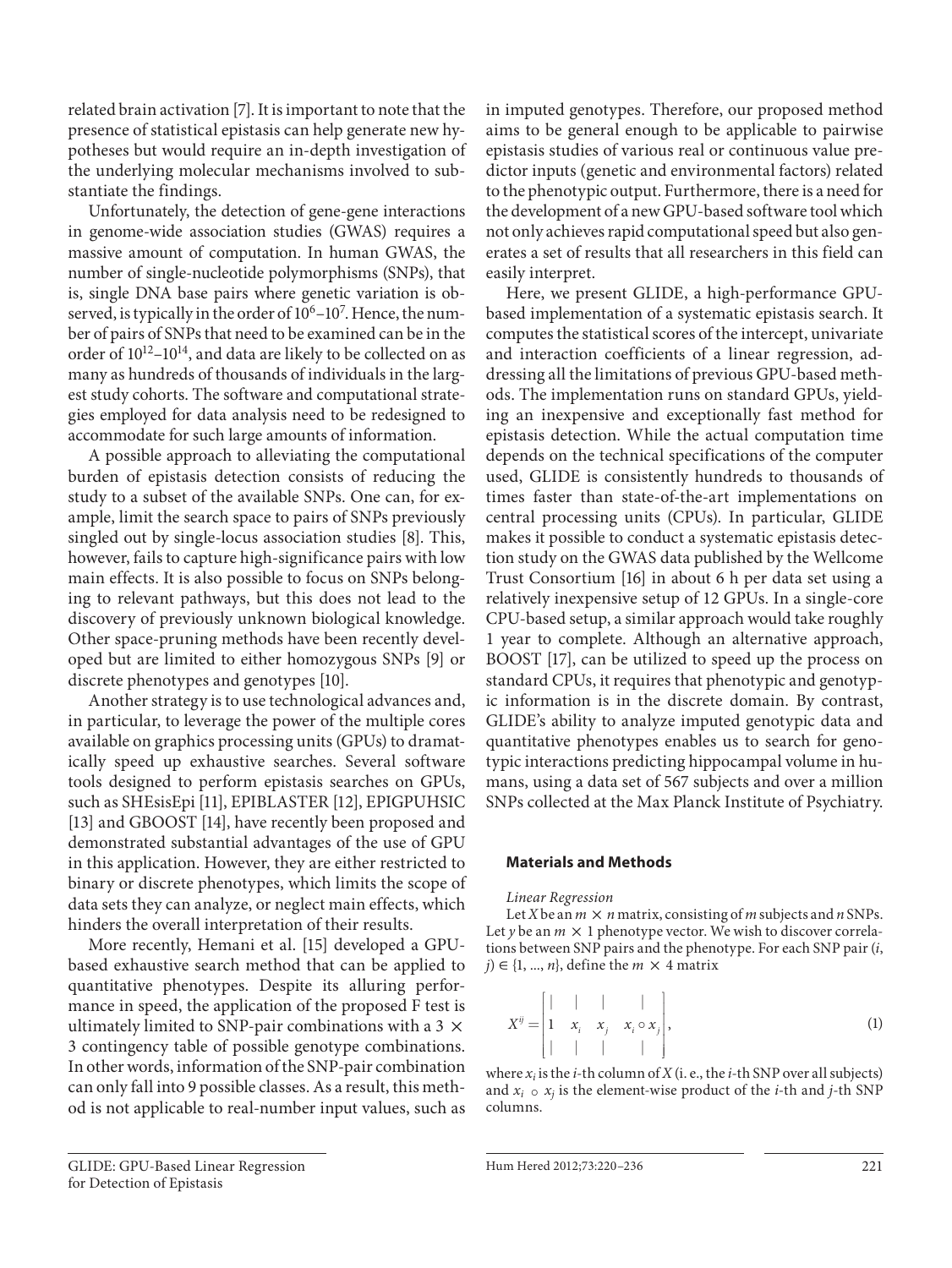related brain activation [7]. It is important to note that the presence of statistical epistasis can help generate new hypotheses but would require an in-depth investigation of the underlying molecular mechanisms involved to substantiate the findings.

Unfortunately, the detection of gene-gene interactions in genome-wide association studies (GWAS) requires a massive amount of computation. In human GWAS, the number of single-nucleotide polymorphisms (SNPs), that is, single DNA base pairs where genetic variation is observed, is typically in the order of $10^6$–$10^7$. Hence, the number of pairs of SNPs that need to be examined can be in the order of $10^{12}$–$10^{14}$, and data are likely to be collected on as many as hundreds of thousands of individuals in the largest study cohorts. The software and computational strategies employed for data analysis need to be redesigned to accommodate for such large amounts of information.

A possible approach to alleviating the computational burden of epistasis detection consists of reducing the study to a subset of the available SNPs. One can, for example, limit the search space to pairs of SNPs previously singled out by single-locus association studies [8]. This, however, fails to capture high-significance pairs with low main effects. It is also possible to focus on SNPs belonging to relevant pathways, but this does not lead to the discovery of previously unknown biological knowledge. Other space-pruning methods have been recently developed but are limited to either homozygous SNPs [9] or discrete phenotypes and genotypes [10].

Another strategy is to use technological advances and, in particular, to leverage the power of the multiple cores available on graphics processing units (GPUs) to dramatically speed up exhaustive searches. Several software tools designed to perform epistasis searches on GPUs, such as SHEsisEpi [11], EPIBLASTER [12], EPIGPUHSIC [13] and GBOOST [14], have recently been proposed and demonstrated substantial advantages of the use of GPU in this application. However, they are either restricted to binary or discrete phenotypes, which limits the scope of data sets they can analyze, or neglect main effects, which hinders the overall interpretation of their results.

More recently, Hemani et al. [15] developed a GPU-based exhaustive search method that can be applied to quantitative phenotypes. Despite its alluring performance in speed, the application of the proposed F test is ultimately limited to SNP-pair combinations with a 3 × 3 contingency table of possible genotype combinations. In other words, information of the SNP-pair combination can only fall into 9 possible classes. As a result, this method is not applicable to real-number input values, such as in imputed genotypes. Therefore, our proposed method aims to be general enough to be applicable to pairwise epistasis studies of various real or continuous value predictor inputs (genetic and environmental factors) related to the phenotypic output. Furthermore, there is a need for the development of a new GPU-based software tool which not only achieves rapid computational speed but also generates a set of results that all researchers in this field can easily interpret.

Here, we present GLIDE, a high-performance GPU-based implementation of a systematic epistasis search. It computes the statistical scores of the intercept, univariate and interaction coefficients of a linear regression, addressing all the limitations of previous GPU-based methods. The implementation runs on standard GPUs, yielding an inexpensive and exceptionally fast method for epistasis detection. While the actual computation time depends on the technical specifications of the computer used, GLIDE is consistently hundreds to thousands of times faster than state-of-the-art implementations on central processing units (CPUs). In particular, GLIDE makes it possible to conduct a systematic epistasis detection study on the GWAS data published by the Wellcome Trust Consortium [16] in about 6 h per data set using a relatively inexpensive setup of 12 GPUs. In a single-core CPU-based setup, a similar approach would take roughly 1 year to complete. Although an alternative approach, BOOST [17], can be utilized to speed up the process on standard CPUs, it requires that phenotypic and genotypic information is in the discrete domain. By contrast, GLIDE's ability to analyze imputed genotypic data and quantitative phenotypes enables us to search for genotypic interactions predicting hippocampal volume in humans, using a data set of 567 subjects and over a million SNPs collected at the Max Planck Institute of Psychiatry.

## Materials and Methods

### *Linear Regression*

Let $X$ be an $m \times n$ matrix, consisting of $m$ subjects and $n$ SNPs. Let $y$ be an $m \times 1$ phenotype vector. We wish to discover correlations between SNP pairs and the phenotype. For each SNP pair $(i, j) \in \{1, ..., n\}$, define the $m \times 4$ matrix

$$X^{ij} = \begin{bmatrix} | & | & | & | \\ 1 & x_i & x_j & x_i \circ x_j \\ | & | & | & | \end{bmatrix}, \tag{1}$$

where $x_i$ is the $i$-th column of $X$ (i. e., the $i$-th SNP over all subjects) and $x_i \circ x_j$ is the element-wise product of the $i$-th and $j$-th SNP columns.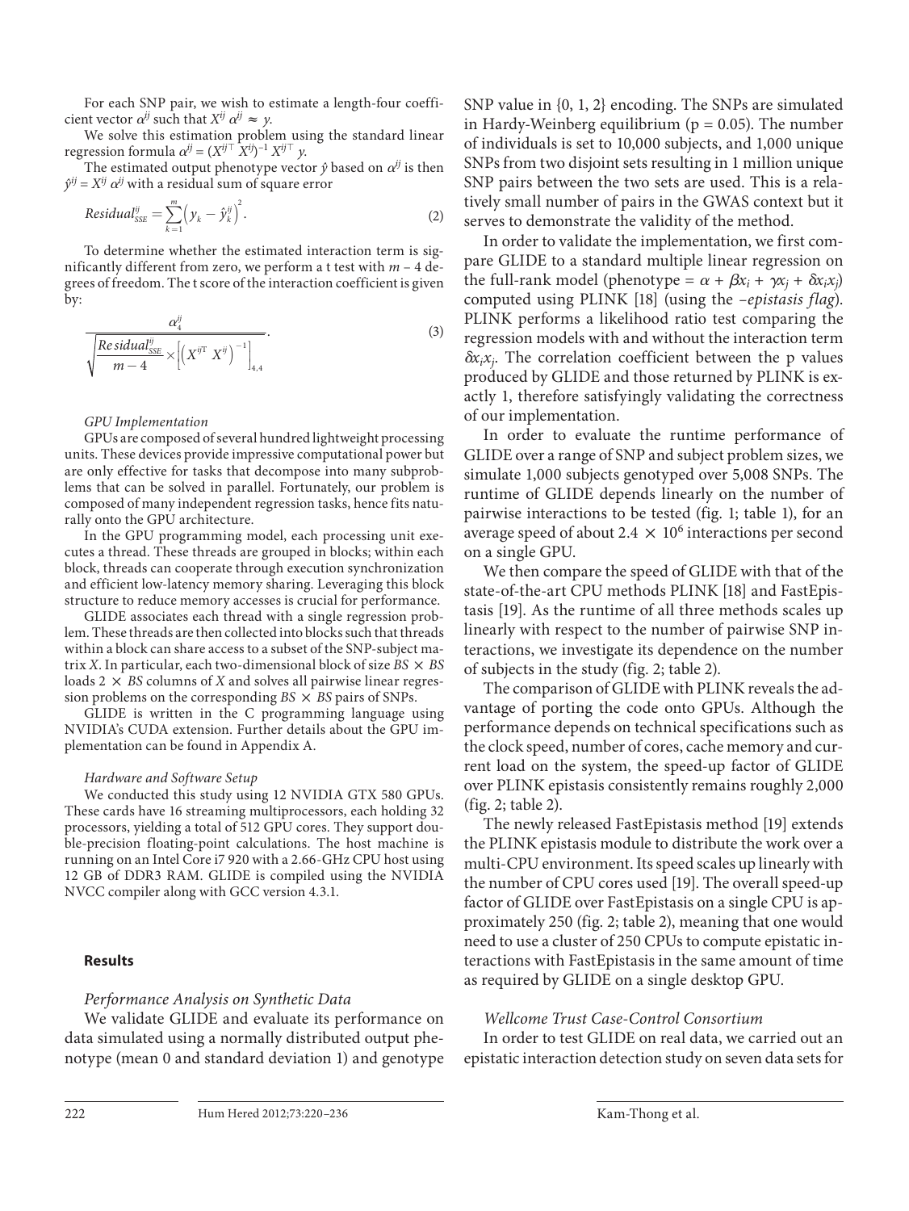For each SNP pair, we wish to estimate a length-four coefficient vector $\alpha^{ij}$ such that $X^{ij}\alpha^{ij} \approx y$.

We solve this estimation problem using the standard linear regression formula $\alpha^{ij} = (X^{ij\top} X^{ij})^{-1} X^{ij\top} y$.

The estimated output phenotype vector $\hat{y}$ based on $\alpha^{ij}$ is then $\hat{y}^{ij} = X^{ij}\alpha^{ij}$ with a residual sum of square error

$$Residual_{SSE}^{ij} = \sum_{k=1}^{m}\left(y_k - \hat{y}_k^{ij}\right)^2. \tag{2}$$

To determine whether the estimated interaction term is significantly different from zero, we perform a t test with $m - 4$ degrees of freedom. The t score of the interaction coefficient is given by:

$$\frac{\alpha_4^{ij}}{\sqrt{\frac{Residual_{SSE}^{ij}}{m-4} \times \left[\left(X^{ij\mathrm{T}} X^{ij}\right)^{-1}\right]_{4,4}}}. \tag{3}$$

*GPU Implementation*

GPUs are composed of several hundred lightweight processing units. These devices provide impressive computational power but are only effective for tasks that decompose into many subproblems that can be solved in parallel. Fortunately, our problem is composed of many independent regression tasks, hence fits naturally onto the GPU architecture.

In the GPU programming model, each processing unit executes a thread. These threads are grouped in blocks; within each block, threads can cooperate through execution synchronization and efficient low-latency memory sharing. Leveraging this block structure to reduce memory accesses is crucial for performance.

GLIDE associates each thread with a single regression problem. These threads are then collected into blocks such that threads within a block can share access to a subset of the SNP-subject matrix $X$. In particular, each two-dimensional block of size $BS \times BS$ loads $2 \times BS$ columns of $X$ and solves all pairwise linear regression problems on the corresponding $BS \times BS$ pairs of SNPs.

GLIDE is written in the C programming language using NVIDIA's CUDA extension. Further details about the GPU implementation can be found in Appendix A.

*Hardware and Software Setup*

We conducted this study using 12 NVIDIA GTX 580 GPUs. These cards have 16 streaming multiprocessors, each holding 32 processors, yielding a total of 512 GPU cores. They support double-precision floating-point calculations. The host machine is running on an Intel Core i7 920 with a 2.66-GHz CPU host using 12 GB of DDR3 RAM. GLIDE is compiled using the NVIDIA NVCC compiler along with GCC version 4.3.1.

## Results

*Performance Analysis on Synthetic Data*

We validate GLIDE and evaluate its performance on data simulated using a normally distributed output phenotype (mean 0 and standard deviation 1) and genotype SNP value in {0, 1, 2} encoding. The SNPs are simulated in Hardy-Weinberg equilibrium (p = 0.05). The number of individuals is set to 10,000 subjects, and 1,000 unique SNPs from two disjoint sets resulting in 1 million unique SNP pairs between the two sets are used. This is a relatively small number of pairs in the GWAS context but it serves to demonstrate the validity of the method.

In order to validate the implementation, we first compare GLIDE to a standard multiple linear regression on the full-rank model (phenotype = $\alpha + \beta x_i + \gamma x_j + \delta x_i x_j$) computed using PLINK [18] (using the *–epistasis flag*). PLINK performs a likelihood ratio test comparing the regression models with and without the interaction term $\delta x_i x_j$. The correlation coefficient between the p values produced by GLIDE and those returned by PLINK is exactly 1, therefore satisfyingly validating the correctness of our implementation.

In order to evaluate the runtime performance of GLIDE over a range of SNP and subject problem sizes, we simulate 1,000 subjects genotyped over 5,008 SNPs. The runtime of GLIDE depends linearly on the number of pairwise interactions to be tested (fig. 1; table 1), for an average speed of about $2.4 \times 10^6$ interactions per second on a single GPU.

We then compare the speed of GLIDE with that of the state-of-the-art CPU methods PLINK [18] and FastEpistasis [19]. As the runtime of all three methods scales up linearly with respect to the number of pairwise SNP interactions, we investigate its dependence on the number of subjects in the study (fig. 2; table 2).

The comparison of GLIDE with PLINK reveals the advantage of porting the code onto GPUs. Although the performance depends on technical specifications such as the clock speed, number of cores, cache memory and current load on the system, the speed-up factor of GLIDE over PLINK epistasis consistently remains roughly 2,000 (fig. 2; table 2).

The newly released FastEpistasis method [19] extends the PLINK epistasis module to distribute the work over a multi-CPU environment. Its speed scales up linearly with the number of CPU cores used [19]. The overall speed-up factor of GLIDE over FastEpistasis on a single CPU is approximately 250 (fig. 2; table 2), meaning that one would need to use a cluster of 250 CPUs to compute epistatic interactions with FastEpistasis in the same amount of time as required by GLIDE on a single desktop GPU.

*Wellcome Trust Case-Control Consortium*

In order to test GLIDE on real data, we carried out an epistatic interaction detection study on seven data sets for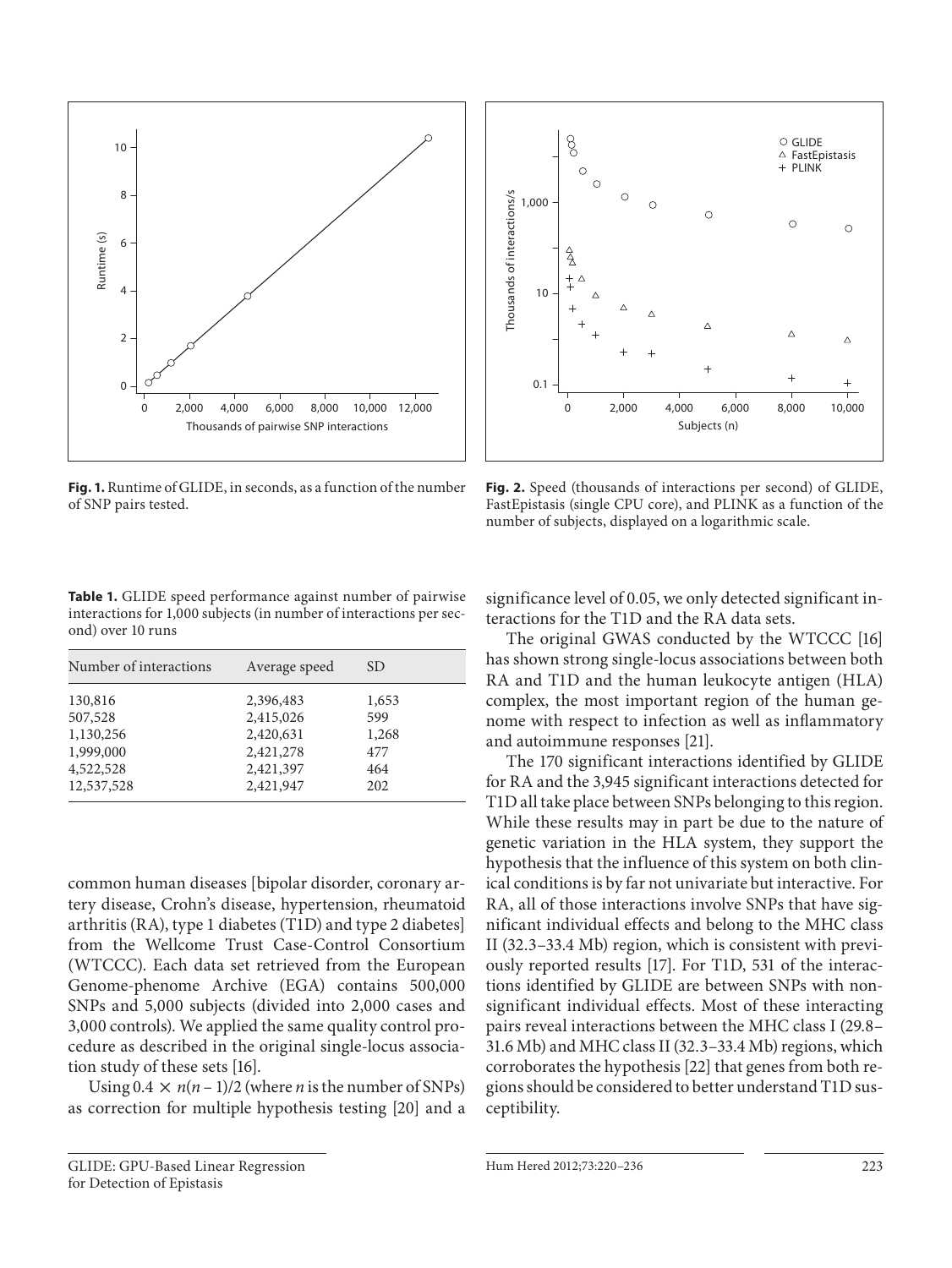**Fig. 1.** Runtime of GLIDE, in seconds, as a function of the number of SNP pairs tested.

**Fig. 2.** Speed (thousands of interactions per second) of GLIDE, FastEpistasis (single CPU core), and PLINK as a function of the number of subjects, displayed on a logarithmic scale.

**Table 1.** GLIDE speed performance against number of pairwise interactions for 1,000 subjects (in number of interactions per second) over 10 runs

| Number of interactions | Average speed | SD |
|---|---|---|
| 130,816 | 2,396,483 | 1,653 |
| 507,528 | 2,415,026 | 599 |
| 1,130,256 | 2,420,631 | 1,268 |
| 1,999,000 | 2,421,278 | 477 |
| 4,522,528 | 2,421,397 | 464 |
| 12,537,528 | 2,421,947 | 202 |

common human diseases [bipolar disorder, coronary artery disease, Crohn's disease, hypertension, rheumatoid arthritis (RA), type 1 diabetes (T1D) and type 2 diabetes] from the Wellcome Trust Case-Control Consortium (WTCCC). Each data set retrieved from the European Genome-phenome Archive (EGA) contains 500,000 SNPs and 5,000 subjects (divided into 2,000 cases and 3,000 controls). We applied the same quality control procedure as described in the original single-locus association study of these sets [16].

Using $0.4 \times n(n-1)/2$ (where $n$ is the number of SNPs) as correction for multiple hypothesis testing [20] and a significance level of 0.05, we only detected significant interactions for the T1D and the RA data sets.

The original GWAS conducted by the WTCCC [16] has shown strong single-locus associations between both RA and T1D and the human leukocyte antigen (HLA) complex, the most important region of the human genome with respect to infection as well as inflammatory and autoimmune responses [21].

The 170 significant interactions identified by GLIDE for RA and the 3,945 significant interactions detected for T1D all take place between SNPs belonging to this region. While these results may in part be due to the nature of genetic variation in the HLA system, they support the hypothesis that the influence of this system on both clinical conditions is by far not univariate but interactive. For RA, all of those interactions involve SNPs that have significant individual effects and belong to the MHC class II (32.3–33.4 Mb) region, which is consistent with previously reported results [17]. For T1D, 531 of the interactions identified by GLIDE are between SNPs with nonsignificant individual effects. Most of these interacting pairs reveal interactions between the MHC class I (29.8–31.6 Mb) and MHC class II (32.3–33.4 Mb) regions, which corroborates the hypothesis [22] that genes from both regions should be considered to better understand T1D susceptibility.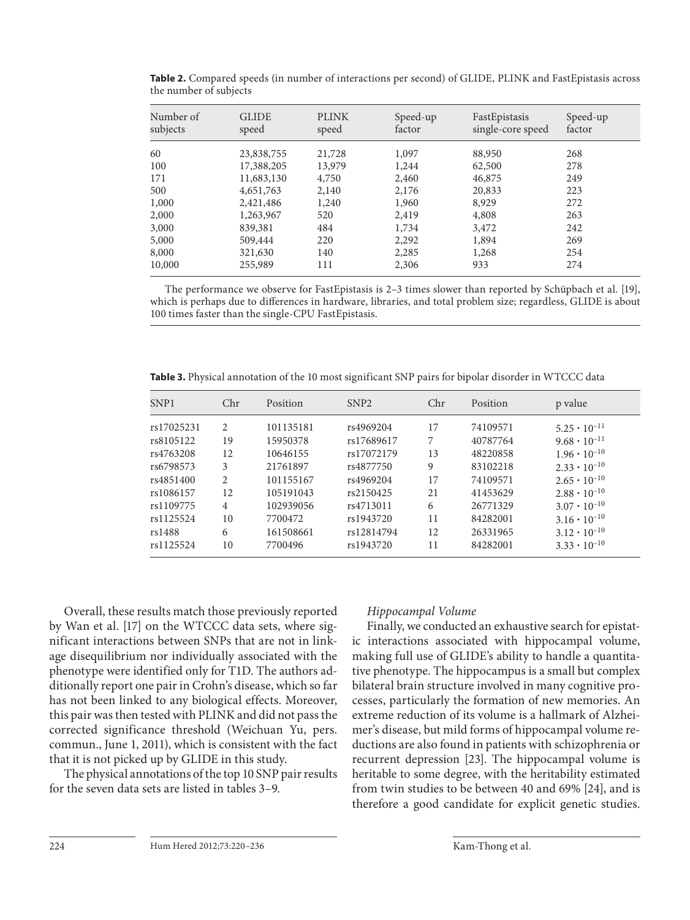**Table 2.** Compared speeds (in number of interactions per second) of GLIDE, PLINK and FastEpistasis across the number of subjects

| Number of subjects | GLIDE speed | PLINK speed | Speed-up factor | FastEpistasis single-core speed | Speed-up factor |
|---|---|---|---|---|---|
| 60 | 23,838,755 | 21,728 | 1,097 | 88,950 | 268 |
| 100 | 17,388,205 | 13,979 | 1,244 | 62,500 | 278 |
| 171 | 11,683,130 | 4,750 | 2,460 | 46,875 | 249 |
| 500 | 4,651,763 | 2,140 | 2,176 | 20,833 | 223 |
| 1,000 | 2,421,486 | 1,240 | 1,960 | 8,929 | 272 |
| 2,000 | 1,263,967 | 520 | 2,419 | 4,808 | 263 |
| 3,000 | 839,381 | 484 | 1,734 | 3,472 | 242 |
| 5,000 | 509,444 | 220 | 2,292 | 1,894 | 269 |
| 8,000 | 321,630 | 140 | 2,285 | 1,268 | 254 |
| 10,000 | 255,989 | 111 | 2,306 | 933 | 274 |

The performance we observe for FastEpistasis is 2–3 times slower than reported by Schüpbach et al. [19], which is perhaps due to differences in hardware, libraries, and total problem size; regardless, GLIDE is about 100 times faster than the single-CPU FastEpistasis.

**Table 3.** Physical annotation of the 10 most significant SNP pairs for bipolar disorder in WTCCC data

| SNP1 | Chr | Position | SNP2 | Chr | Position | p value |
|---|---|---|---|---|---|---|
| rs17025231 | 2 | 101135181 | rs4969204 | 17 | 74109571 | $5.25 \cdot 10^{-11}$ |
| rs8105122 | 19 | 15950378 | rs17689617 | 7 | 40787764 | $9.68 \cdot 10^{-11}$ |
| rs4763208 | 12 | 10646155 | rs17072179 | 13 | 48220858 | $1.96 \cdot 10^{-10}$ |
| rs6798573 | 3 | 21761897 | rs4877750 | 9 | 83102218 | $2.33 \cdot 10^{-10}$ |
| rs4851400 | 2 | 101155167 | rs4969204 | 17 | 74109571 | $2.65 \cdot 10^{-10}$ |
| rs1086157 | 12 | 105191043 | rs2150425 | 21 | 41453629 | $2.88 \cdot 10^{-10}$ |
| rs1109775 | 4 | 102939056 | rs4713011 | 6 | 26771329 | $3.07 \cdot 10^{-10}$ |
| rs1125524 | 10 | 7700472 | rs1943720 | 11 | 84282001 | $3.16 \cdot 10^{-10}$ |
| rs1488 | 6 | 161508661 | rs12814794 | 12 | 26331965 | $3.12 \cdot 10^{-10}$ |
| rs1125524 | 10 | 7700496 | rs1943720 | 11 | 84282001 | $3.33 \cdot 10^{-10}$ |

Overall, these results match those previously reported by Wan et al. [17] on the WTCCC data sets, where significant interactions between SNPs that are not in linkage disequilibrium nor individually associated with the phenotype were identified only for T1D. The authors additionally report one pair in Crohn's disease, which so far has not been linked to any biological effects. Moreover, this pair was then tested with PLINK and did not pass the corrected significance threshold (Weichuan Yu, pers. commun., June 1, 2011), which is consistent with the fact that it is not picked up by GLIDE in this study.

The physical annotations of the top 10 SNP pair results for the seven data sets are listed in tables 3–9.

### *Hippocampal Volume*

Finally, we conducted an exhaustive search for epistatic interactions associated with hippocampal volume, making full use of GLIDE's ability to handle a quantitative phenotype. The hippocampus is a small but complex bilateral brain structure involved in many cognitive processes, particularly the formation of new memories. An extreme reduction of its volume is a hallmark of Alzheimer's disease, but mild forms of hippocampal volume reductions are also found in patients with schizophrenia or recurrent depression [23]. The hippocampal volume is heritable to some degree, with the heritability estimated from twin studies to be between 40 and 69% [24], and is therefore a good candidate for explicit genetic studies.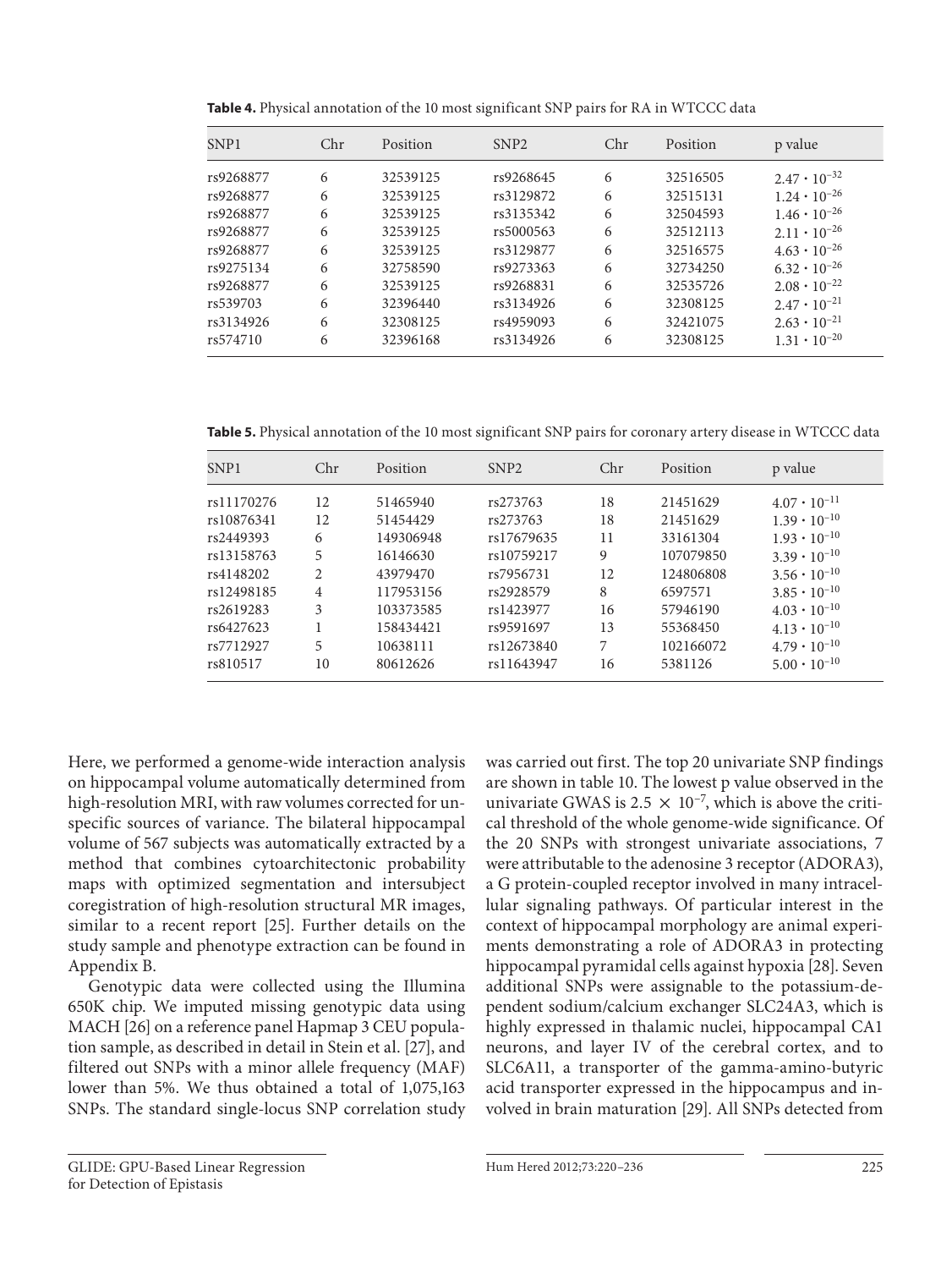**Table 4.** Physical annotation of the 10 most significant SNP pairs for RA in WTCCC data

| SNP1 | Chr | Position | SNP2 | Chr | Position | p value |
|---|---|---|---|---|---|---|
| rs9268877 | 6 | 32539125 | rs9268645 | 6 | 32516505 | $2.47 \cdot 10^{-32}$ |
| rs9268877 | 6 | 32539125 | rs3129872 | 6 | 32515131 | $1.24 \cdot 10^{-26}$ |
| rs9268877 | 6 | 32539125 | rs3135342 | 6 | 32504593 | $1.46 \cdot 10^{-26}$ |
| rs9268877 | 6 | 32539125 | rs5000563 | 6 | 32512113 | $2.11 \cdot 10^{-26}$ |
| rs9268877 | 6 | 32539125 | rs3129877 | 6 | 32516575 | $4.63 \cdot 10^{-26}$ |
| rs9275134 | 6 | 32758590 | rs9273363 | 6 | 32734250 | $6.32 \cdot 10^{-26}$ |
| rs9268877 | 6 | 32539125 | rs9268831 | 6 | 32535726 | $2.08 \cdot 10^{-22}$ |
| rs539703 | 6 | 32396440 | rs3134926 | 6 | 32308125 | $2.47 \cdot 10^{-21}$ |
| rs3134926 | 6 | 32308125 | rs4959093 | 6 | 32421075 | $2.63 \cdot 10^{-21}$ |
| rs574710 | 6 | 32396168 | rs3134926 | 6 | 32308125 | $1.31 \cdot 10^{-20}$ |

**Table 5.** Physical annotation of the 10 most significant SNP pairs for coronary artery disease in WTCCC data

| SNP1 | Chr | Position | SNP2 | Chr | Position | p value |
|---|---|---|---|---|---|---|
| rs11170276 | 12 | 51465940 | rs273763 | 18 | 21451629 | $4.07 \cdot 10^{-11}$ |
| rs10876341 | 12 | 51454429 | rs273763 | 18 | 21451629 | $1.39 \cdot 10^{-10}$ |
| rs2449393 | 6 | 149306948 | rs17679635 | 11 | 33161304 | $1.93 \cdot 10^{-10}$ |
| rs13158763 | 5 | 16146630 | rs10759217 | 9 | 107079850 | $3.39 \cdot 10^{-10}$ |
| rs4148202 | 2 | 43979470 | rs7956731 | 12 | 124806808 | $3.56 \cdot 10^{-10}$ |
| rs12498185 | 4 | 117953156 | rs2928579 | 8 | 6597571 | $3.85 \cdot 10^{-10}$ |
| rs2619283 | 3 | 103373585 | rs1423977 | 16 | 57946190 | $4.03 \cdot 10^{-10}$ |
| rs6427623 | 1 | 158434421 | rs9591697 | 13 | 55368450 | $4.13 \cdot 10^{-10}$ |
| rs7712927 | 5 | 10638111 | rs12673840 | 7 | 102166072 | $4.79 \cdot 10^{-10}$ |
| rs810517 | 10 | 80612626 | rs11643947 | 16 | 5381126 | $5.00 \cdot 10^{-10}$ |

Here, we performed a genome-wide interaction analysis on hippocampal volume automatically determined from high-resolution MRI, with raw volumes corrected for unspecific sources of variance. The bilateral hippocampal volume of 567 subjects was automatically extracted by a method that combines cytoarchitectonic probability maps with optimized segmentation and intersubject coregistration of high-resolution structural MR images, similar to a recent report [25]. Further details on the study sample and phenotype extraction can be found in Appendix B.

Genotypic data were collected using the Illumina 650K chip. We imputed missing genotypic data using MACH [26] on a reference panel Hapmap 3 CEU population sample, as described in detail in Stein et al. [27], and filtered out SNPs with a minor allele frequency (MAF) lower than 5%. We thus obtained a total of 1,075,163 SNPs. The standard single-locus SNP correlation study was carried out first. The top 20 univariate SNP findings are shown in table 10. The lowest p value observed in the univariate GWAS is $2.5 \times 10^{-7}$, which is above the critical threshold of the whole genome-wide significance. Of the 20 SNPs with strongest univariate associations, 7 were attributable to the adenosine 3 receptor (ADORA3), a G protein-coupled receptor involved in many intracellular signaling pathways. Of particular interest in the context of hippocampal morphology are animal experiments demonstrating a role of ADORA3 in protecting hippocampal pyramidal cells against hypoxia [28]. Seven additional SNPs were assignable to the potassium-dependent sodium/calcium exchanger SLC24A3, which is highly expressed in thalamic nuclei, hippocampal CA1 neurons, and layer IV of the cerebral cortex, and to SLC6A11, a transporter of the gamma-amino-butyric acid transporter expressed in the hippocampus and involved in brain maturation [29]. All SNPs detected from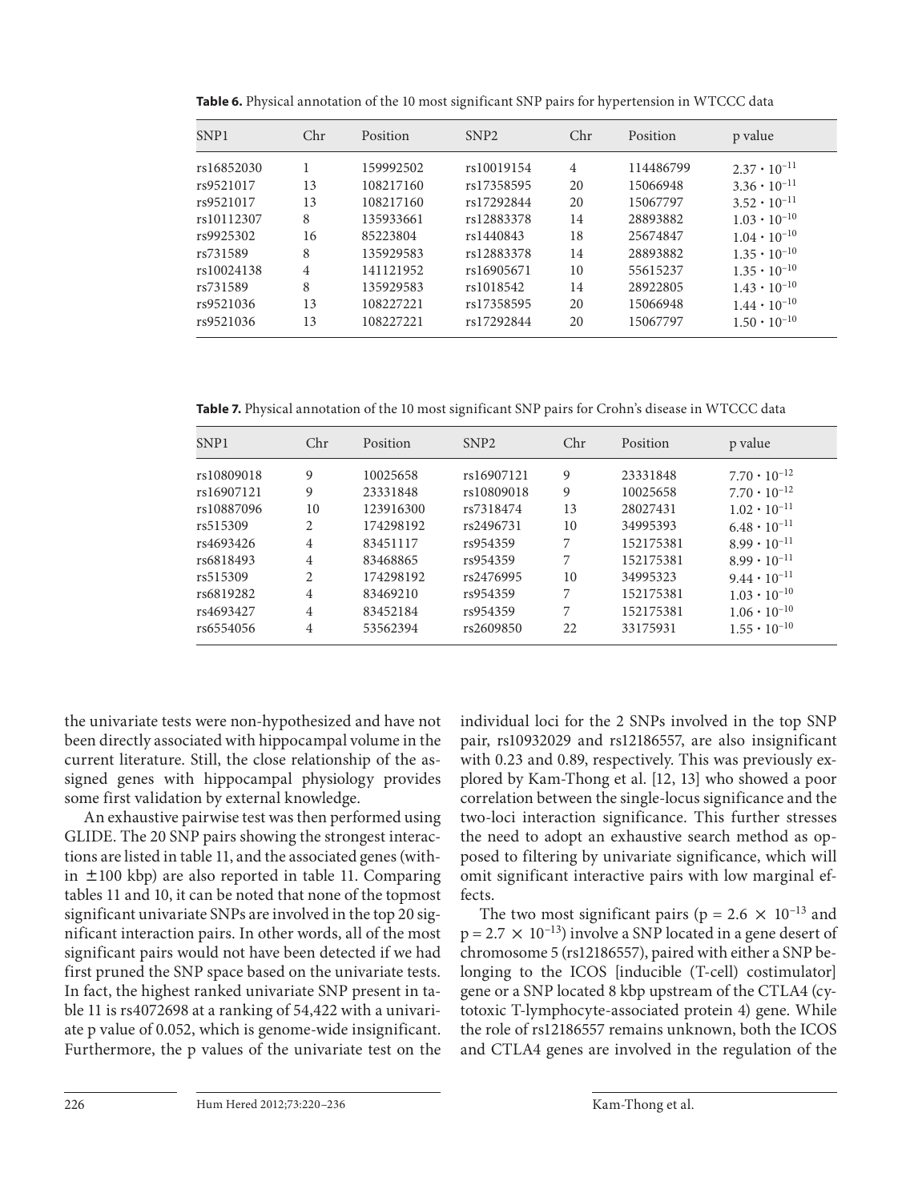**Table 6.** Physical annotation of the 10 most significant SNP pairs for hypertension in WTCCC data

| SNP1 | Chr | Position | SNP2 | Chr | Position | p value |
|---|---|---|---|---|---|---|
| rs16852030 | 1 | 159992502 | rs10019154 | 4 | 114486799 | $2.37 \cdot 10^{-11}$ |
| rs9521017 | 13 | 108217160 | rs17358595 | 20 | 15066948 | $3.36 \cdot 10^{-11}$ |
| rs9521017 | 13 | 108217160 | rs17292844 | 20 | 15067797 | $3.52 \cdot 10^{-11}$ |
| rs10112307 | 8 | 135933661 | rs12883378 | 14 | 28893882 | $1.03 \cdot 10^{-10}$ |
| rs9925302 | 16 | 85223804 | rs1440843 | 18 | 25674847 | $1.04 \cdot 10^{-10}$ |
| rs731589 | 8 | 135929583 | rs12883378 | 14 | 28893882 | $1.35 \cdot 10^{-10}$ |
| rs10024138 | 4 | 141121952 | rs16905671 | 10 | 55615237 | $1.35 \cdot 10^{-10}$ |
| rs731589 | 8 | 135929583 | rs1018542 | 14 | 28922805 | $1.43 \cdot 10^{-10}$ |
| rs9521036 | 13 | 108227221 | rs17358595 | 20 | 15066948 | $1.44 \cdot 10^{-10}$ |
| rs9521036 | 13 | 108227221 | rs17292844 | 20 | 15067797 | $1.50 \cdot 10^{-10}$ |

**Table 7.** Physical annotation of the 10 most significant SNP pairs for Crohn's disease in WTCCC data

| SNP1 | Chr | Position | SNP2 | Chr | Position | p value |
|---|---|---|---|---|---|---|
| rs10809018 | 9 | 10025658 | rs16907121 | 9 | 23331848 | $7.70 \cdot 10^{-12}$ |
| rs16907121 | 9 | 23331848 | rs10809018 | 9 | 10025658 | $7.70 \cdot 10^{-12}$ |
| rs10887096 | 10 | 123916300 | rs7318474 | 13 | 28027431 | $1.02 \cdot 10^{-11}$ |
| rs515309 | 2 | 174298192 | rs2496731 | 10 | 34995393 | $6.48 \cdot 10^{-11}$ |
| rs4693426 | 4 | 83451117 | rs954359 | 7 | 152175381 | $8.99 \cdot 10^{-11}$ |
| rs6818493 | 4 | 83468865 | rs954359 | 7 | 152175381 | $8.99 \cdot 10^{-11}$ |
| rs515309 | 2 | 174298192 | rs2476995 | 10 | 34995323 | $9.44 \cdot 10^{-11}$ |
| rs6819282 | 4 | 83469210 | rs954359 | 7 | 152175381 | $1.03 \cdot 10^{-10}$ |
| rs4693427 | 4 | 83452184 | rs954359 | 7 | 152175381 | $1.06 \cdot 10^{-10}$ |
| rs6554056 | 4 | 53562394 | rs2609850 | 22 | 33175931 | $1.55 \cdot 10^{-10}$ |

the univariate tests were non-hypothesized and have not been directly associated with hippocampal volume in the current literature. Still, the close relationship of the assigned genes with hippocampal physiology provides some first validation by external knowledge.

An exhaustive pairwise test was then performed using GLIDE. The 20 SNP pairs showing the strongest interactions are listed in table 11, and the associated genes (within ±100 kbp) are also reported in table 11. Comparing tables 11 and 10, it can be noted that none of the topmost significant univariate SNPs are involved in the top 20 significant interaction pairs. In other words, all of the most significant pairs would not have been detected if we had first pruned the SNP space based on the univariate tests. In fact, the highest ranked univariate SNP present in table 11 is rs4072698 at a ranking of 54,422 with a univariate p value of 0.052, which is genome-wide insignificant. Furthermore, the p values of the univariate test on the individual loci for the 2 SNPs involved in the top SNP pair, rs10932029 and rs12186557, are also insignificant with 0.23 and 0.89, respectively. This was previously explored by Kam-Thong et al. [12, 13] who showed a poor correlation between the single-locus significance and the two-loci interaction significance. This further stresses the need to adopt an exhaustive search method as opposed to filtering by univariate significance, which will omit significant interactive pairs with low marginal effects.

The two most significant pairs ($p = 2.6 \times 10^{-13}$ and $p = 2.7 \times 10^{-13}$) involve a SNP located in a gene desert of chromosome 5 (rs12186557), paired with either a SNP belonging to the ICOS [inducible (T-cell) costimulator] gene or a SNP located 8 kbp upstream of the CTLA4 (cytotoxic T-lymphocyte-associated protein 4) gene. While the role of rs12186557 remains unknown, both the ICOS and CTLA4 genes are involved in the regulation of the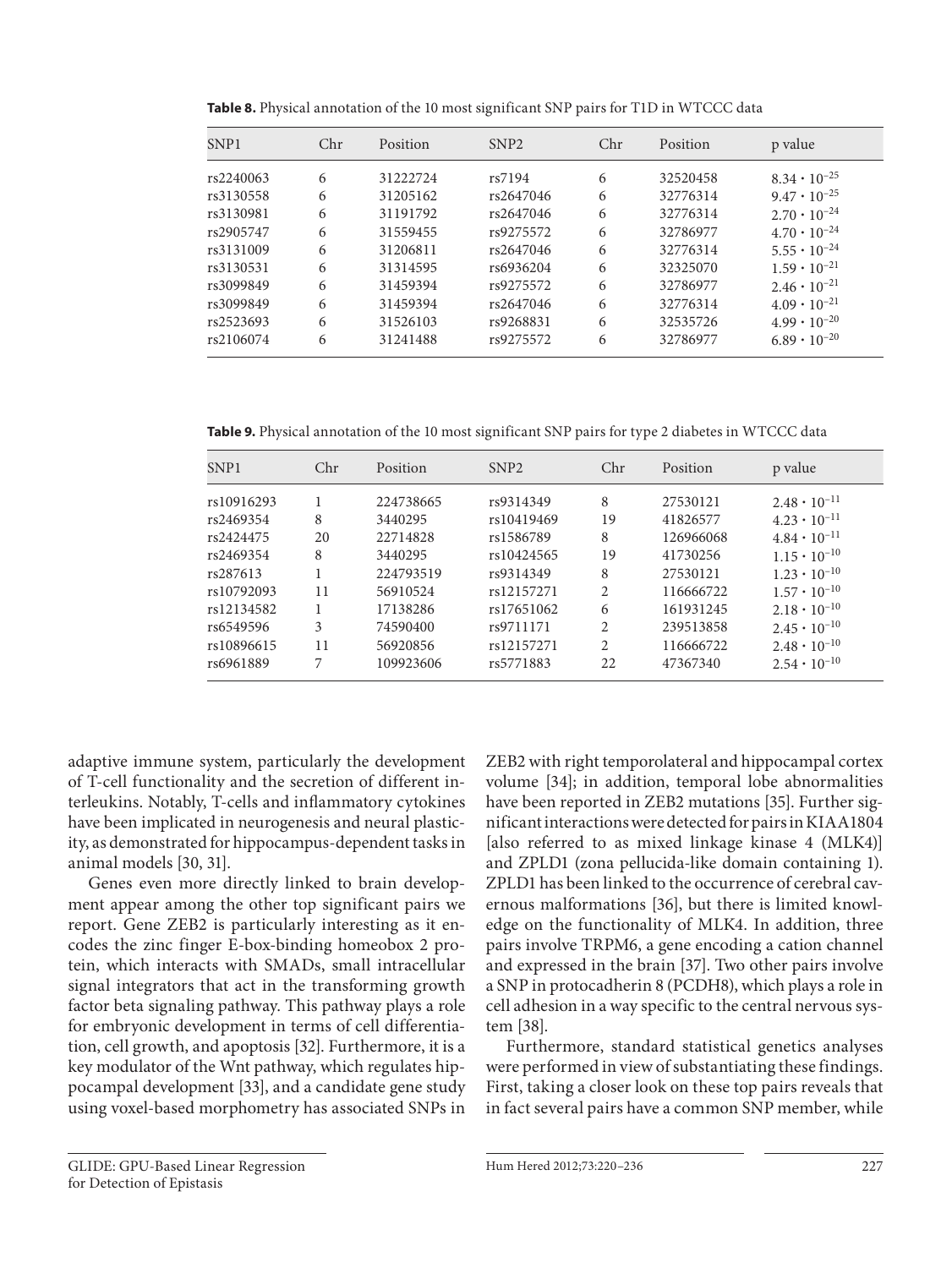**Table 8.** Physical annotation of the 10 most significant SNP pairs for T1D in WTCCC data

| SNP1 | Chr | Position | SNP2 | Chr | Position | p value |
|---|---|---|---|---|---|---|
| rs2240063 | 6 | 31222724 | rs7194 | 6 | 32520458 | $8.34 \cdot 10^{-25}$ |
| rs3130558 | 6 | 31205162 | rs2647046 | 6 | 32776314 | $9.47 \cdot 10^{-25}$ |
| rs3130981 | 6 | 31191792 | rs2647046 | 6 | 32776314 | $2.70 \cdot 10^{-24}$ |
| rs2905747 | 6 | 31559455 | rs9275572 | 6 | 32786977 | $4.70 \cdot 10^{-24}$ |
| rs3131009 | 6 | 31206811 | rs2647046 | 6 | 32776314 | $5.55 \cdot 10^{-24}$ |
| rs3130531 | 6 | 31314595 | rs6936204 | 6 | 32325070 | $1.59 \cdot 10^{-21}$ |
| rs3099849 | 6 | 31459394 | rs9275572 | 6 | 32786977 | $2.46 \cdot 10^{-21}$ |
| rs3099849 | 6 | 31459394 | rs2647046 | 6 | 32776314 | $4.09 \cdot 10^{-21}$ |
| rs2523693 | 6 | 31526103 | rs9268831 | 6 | 32535726 | $4.99 \cdot 10^{-20}$ |
| rs2106074 | 6 | 31241488 | rs9275572 | 6 | 32786977 | $6.89 \cdot 10^{-20}$ |

**Table 9.** Physical annotation of the 10 most significant SNP pairs for type 2 diabetes in WTCCC data

| SNP1 | Chr | Position | SNP2 | Chr | Position | p value |
|---|---|---|---|---|---|---|
| rs10916293 | 1 | 224738665 | rs9314349 | 8 | 27530121 | $2.48 \cdot 10^{-11}$ |
| rs2469354 | 8 | 3440295 | rs10419469 | 19 | 41826577 | $4.23 \cdot 10^{-11}$ |
| rs2424475 | 20 | 22714828 | rs1586789 | 8 | 126966068 | $4.84 \cdot 10^{-11}$ |
| rs2469354 | 8 | 3440295 | rs10424565 | 19 | 41730256 | $1.15 \cdot 10^{-10}$ |
| rs287613 | 1 | 224793519 | rs9314349 | 8 | 27530121 | $1.23 \cdot 10^{-10}$ |
| rs10792093 | 11 | 56910524 | rs12157271 | 2 | 116666722 | $1.57 \cdot 10^{-10}$ |
| rs12134582 | 1 | 17138286 | rs17651062 | 6 | 161931245 | $2.18 \cdot 10^{-10}$ |
| rs6549596 | 3 | 74590400 | rs9711171 | 2 | 239513858 | $2.45 \cdot 10^{-10}$ |
| rs10896615 | 11 | 56920856 | rs12157271 | 2 | 116666722 | $2.48 \cdot 10^{-10}$ |
| rs6961889 | 7 | 109923606 | rs5771883 | 22 | 47367340 | $2.54 \cdot 10^{-10}$ |

adaptive immune system, particularly the development of T-cell functionality and the secretion of different interleukins. Notably, T-cells and inflammatory cytokines have been implicated in neurogenesis and neural plasticity, as demonstrated for hippocampus-dependent tasks in animal models [30, 31].

Genes even more directly linked to brain development appear among the other top significant pairs we report. Gene ZEB2 is particularly interesting as it encodes the zinc finger E-box-binding homeobox 2 protein, which interacts with SMADs, small intracellular signal integrators that act in the transforming growth factor beta signaling pathway. This pathway plays a role for embryonic development in terms of cell differentiation, cell growth, and apoptosis [32]. Furthermore, it is a key modulator of the Wnt pathway, which regulates hippocampal development [33], and a candidate gene study using voxel-based morphometry has associated SNPs in ZEB2 with right temporolateral and hippocampal cortex volume [34]; in addition, temporal lobe abnormalities have been reported in ZEB2 mutations [35]. Further significant interactions were detected for pairs in KIAA1804 [also referred to as mixed linkage kinase 4 (MLK4)] and ZPLD1 (zona pellucida-like domain containing 1). ZPLD1 has been linked to the occurrence of cerebral cavernous malformations [36], but there is limited knowledge on the functionality of MLK4. In addition, three pairs involve TRPM6, a gene encoding a cation channel and expressed in the brain [37]. Two other pairs involve a SNP in protocadherin 8 (PCDH8), which plays a role in cell adhesion in a way specific to the central nervous system [38].

Furthermore, standard statistical genetics analyses were performed in view of substantiating these findings. First, taking a closer look on these top pairs reveals that in fact several pairs have a common SNP member, while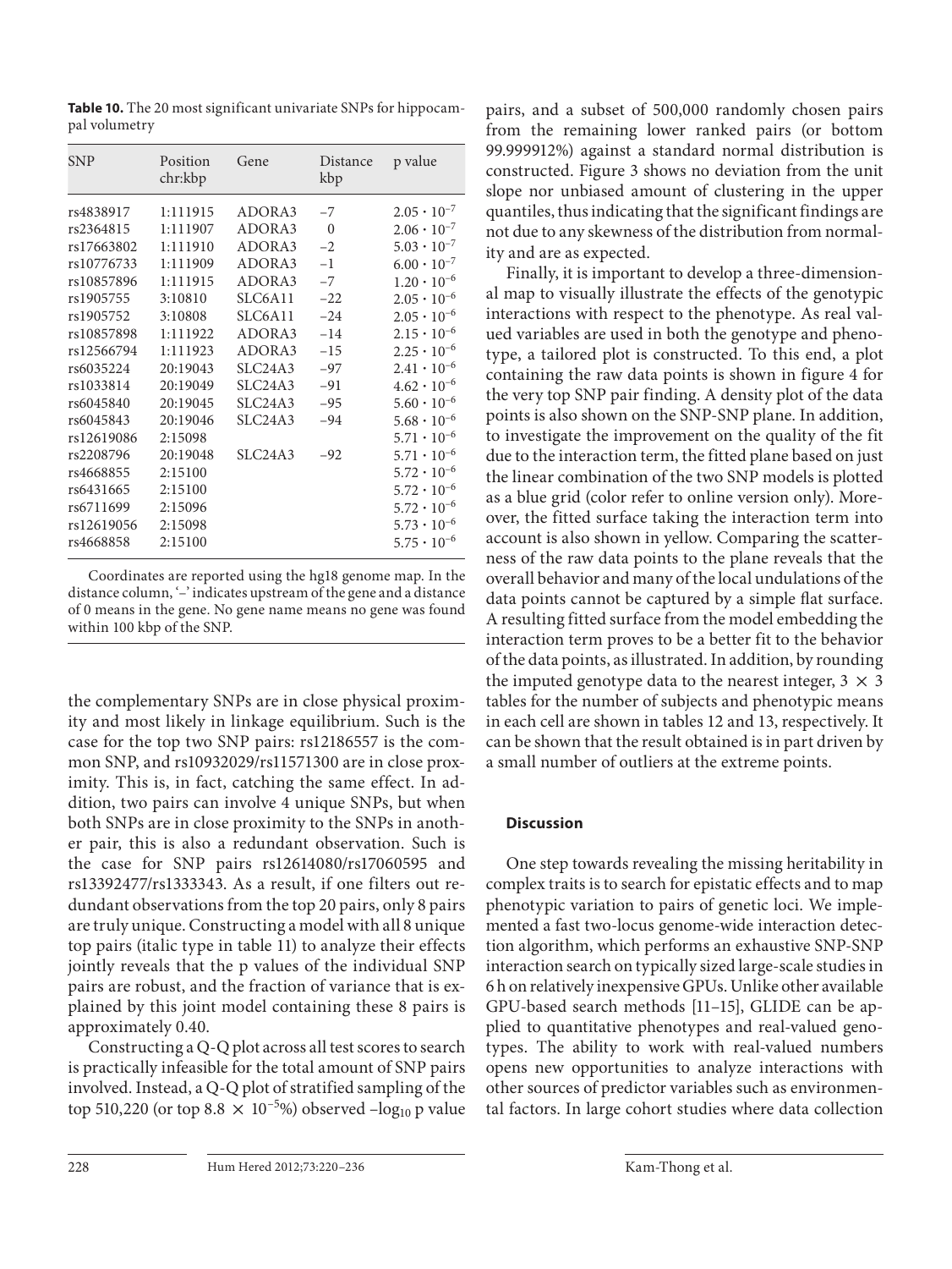**Table 10.** The 20 most significant univariate SNPs for hippocampal volumetry

| SNP | Position chr:kbp | Gene | Distance kbp | p value |
|---|---|---|---|---|
| rs4838917 | 1:111915 | ADORA3 | –7 | $2.05 \cdot 10^{-7}$ |
| rs2364815 | 1:111907 | ADORA3 | 0 | $2.06 \cdot 10^{-7}$ |
| rs17663802 | 1:111910 | ADORA3 | –2 | $5.03 \cdot 10^{-7}$ |
| rs10776733 | 1:111909 | ADORA3 | –1 | $6.00 \cdot 10^{-7}$ |
| rs10857896 | 1:111915 | ADORA3 | –7 | $1.20 \cdot 10^{-6}$ |
| rs1905755 | 3:10810 | SLC6A11 | –22 | $2.05 \cdot 10^{-6}$ |
| rs1905752 | 3:10808 | SLC6A11 | –24 | $2.05 \cdot 10^{-6}$ |
| rs10857898 | 1:111922 | ADORA3 | –14 | $2.15 \cdot 10^{-6}$ |
| rs12566794 | 1:111923 | ADORA3 | –15 | $2.25 \cdot 10^{-6}$ |
| rs6035224 | 20:19043 | SLC24A3 | –97 | $2.41 \cdot 10^{-6}$ |
| rs1033814 | 20:19049 | SLC24A3 | –91 | $4.62 \cdot 10^{-6}$ |
| rs6045840 | 20:19045 | SLC24A3 | –95 | $5.60 \cdot 10^{-6}$ |
| rs6045843 | 20:19046 | SLC24A3 | –94 | $5.68 \cdot 10^{-6}$ |
| rs12619086 | 2:15098 | | | $5.71 \cdot 10^{-6}$ |
| rs2208796 | 20:19048 | SLC24A3 | –92 | $5.71 \cdot 10^{-6}$ |
| rs4668855 | 2:15100 | | | $5.72 \cdot 10^{-6}$ |
| rs6431665 | 2:15100 | | | $5.72 \cdot 10^{-6}$ |
| rs6711699 | 2:15096 | | | $5.72 \cdot 10^{-6}$ |
| rs12619056 | 2:15098 | | | $5.73 \cdot 10^{-6}$ |
| rs4668858 | 2:15100 | | | $5.75 \cdot 10^{-6}$ |

Coordinates are reported using the hg18 genome map. In the distance column, '–' indicates upstream of the gene and a distance of 0 means in the gene. No gene name means no gene was found within 100 kbp of the SNP.

the complementary SNPs are in close physical proximity and most likely in linkage equilibrium. Such is the case for the top two SNP pairs: rs12186557 is the common SNP, and rs10932029/rs11571300 are in close proximity. This is, in fact, catching the same effect. In addition, two pairs can involve 4 unique SNPs, but when both SNPs are in close proximity to the SNPs in another pair, this is also a redundant observation. Such is the case for SNP pairs rs12614080/rs17060595 and rs13392477/rs1333343. As a result, if one filters out redundant observations from the top 20 pairs, only 8 pairs are truly unique. Constructing a model with all 8 unique top pairs (italic type in table 11) to analyze their effects jointly reveals that the p values of the individual SNP pairs are robust, and the fraction of variance that is explained by this joint model containing these 8 pairs is approximately 0.40.

Constructing a Q-Q plot across all test scores to search is practically infeasible for the total amount of SNP pairs involved. Instead, a Q-Q plot of stratified sampling of the top 510,220 (or top $8.8 \times 10^{-5}$%) observed $-\log_{10}$ p value pairs, and a subset of 500,000 randomly chosen pairs from the remaining lower ranked pairs (or bottom 99.999912%) against a standard normal distribution is constructed. Figure 3 shows no deviation from the unit slope nor unbiased amount of clustering in the upper quantiles, thus indicating that the significant findings are not due to any skewness of the distribution from normality and are as expected.

Finally, it is important to develop a three-dimensional map to visually illustrate the effects of the genotypic interactions with respect to the phenotype. As real valued variables are used in both the genotype and phenotype, a tailored plot is constructed. To this end, a plot containing the raw data points is shown in figure 4 for the very top SNP pair finding. A density plot of the data points is also shown on the SNP-SNP plane. In addition, to investigate the improvement on the quality of the fit due to the interaction term, the fitted plane based on just the linear combination of the two SNP models is plotted as a blue grid (color refer to online version only). Moreover, the fitted surface taking the interaction term into account is also shown in yellow. Comparing the scatterness of the raw data points to the plane reveals that the overall behavior and many of the local undulations of the data points cannot be captured by a simple flat surface. A resulting fitted surface from the model embedding the interaction term proves to be a better fit to the behavior of the data points, as illustrated. In addition, by rounding the imputed genotype data to the nearest integer, $3 \times 3$ tables for the number of subjects and phenotypic means in each cell are shown in tables 12 and 13, respectively. It can be shown that the result obtained is in part driven by a small number of outliers at the extreme points.

## Discussion

One step towards revealing the missing heritability in complex traits is to search for epistatic effects and to map phenotypic variation to pairs of genetic loci. We implemented a fast two-locus genome-wide interaction detection algorithm, which performs an exhaustive SNP-SNP interaction search on typically sized large-scale studies in 6 h on relatively inexpensive GPUs. Unlike other available GPU-based search methods [11–15], GLIDE can be applied to quantitative phenotypes and real-valued genotypes. The ability to work with real-valued numbers opens new opportunities to analyze interactions with other sources of predictor variables such as environmental factors. In large cohort studies where data collection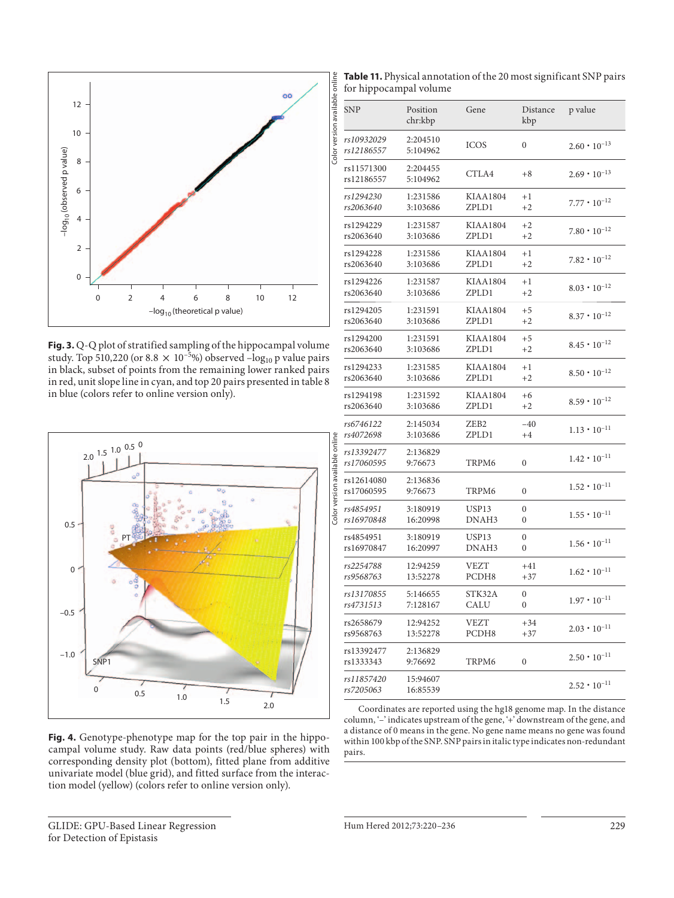**Fig. 3.** Q-Q plot of stratified sampling of the hippocampal volume study. Top 510,220 (or $8.8 \times 10^{-5}$%) observed $-\log_{10}$ p value pairs in black, subset of points from the remaining lower ranked pairs in red, unit slope line in cyan, and top 20 pairs presented in table 8 in blue (colors refer to online version only).

**Fig. 4.** Genotype-phenotype map for the top pair in the hippocampal volume study. Raw data points (red/blue spheres) with corresponding density plot (bottom), fitted plane from additive univariate model (blue grid), and fitted surface from the interaction model (yellow) (colors refer to online version only).

**Table 11.** Physical annotation of the 20 most significant SNP pairs for hippocampal volume

| SNP | Position chr:kbp | Gene | Distance kbp | p value |
|---|---|---|---|---|
| *rs10932029*<br>*rs12186557* | 2:204510<br>5:104962 | ICOS | 0 | $2.60 \cdot 10^{-13}$ |
| rs11571300<br>rs12186557 | 2:204455<br>5:104962 | CTLA4 | +8 | $2.69 \cdot 10^{-13}$ |
| *rs1294230*<br>*rs2063640* | 1:231586<br>3:103686 | KIAA1804<br>ZPLD1 | +1<br>+2 | $7.77 \cdot 10^{-12}$ |
| rs1294229<br>rs2063640 | 1:231587<br>3:103686 | KIAA1804<br>ZPLD1 | +2<br>+2 | $7.80 \cdot 10^{-12}$ |
| rs1294228<br>rs2063640 | 1:231586<br>3:103686 | KIAA1804<br>ZPLD1 | +1<br>+2 | $7.82 \cdot 10^{-12}$ |
| rs1294226<br>rs2063640 | 1:231587<br>3:103686 | KIAA1804<br>ZPLD1 | +1<br>+2 | $8.03 \cdot 10^{-12}$ |
| rs1294205<br>rs2063640 | 1:231591<br>3:103686 | KIAA1804<br>ZPLD1 | +5<br>+2 | $8.37 \cdot 10^{-12}$ |
| rs1294200<br>rs2063640 | 1:231591<br>3:103686 | KIAA1804<br>ZPLD1 | +5<br>+2 | $8.45 \cdot 10^{-12}$ |
| rs1294233<br>rs2063640 | 1:231585<br>3:103686 | KIAA1804<br>ZPLD1 | +1<br>+2 | $8.50 \cdot 10^{-12}$ |
| rs1294198<br>rs2063640 | 1:231592<br>3:103686 | KIAA1804<br>ZPLD1 | +6<br>+2 | $8.59 \cdot 10^{-12}$ |
| *rs6746122*<br>*rs4072698* | 2:145034<br>3:103686 | ZEB2<br>ZPLD1 | −40<br>+4 | $1.13 \cdot 10^{-11}$ |
| *rs13392477*<br>*rs17060595* | 2:136829<br>9:76673 | TRPM6 | 0 | $1.42 \cdot 10^{-11}$ |
| rs12614080<br>rs17060595 | 2:136836<br>9:76673 | TRPM6 | 0 | $1.52 \cdot 10^{-11}$ |
| *rs4854951*<br>*rs16970848* | 3:180919<br>16:20998 | USP13<br>DNAH3 | 0<br>0 | $1.55 \cdot 10^{-11}$ |
| rs4854951<br>rs16970847 | 3:180919<br>16:20997 | USP13<br>DNAH3 | 0<br>0 | $1.56 \cdot 10^{-11}$ |
| *rs2254788*<br>*rs9568763* | 12:94259<br>13:52278 | VEZT<br>PCDH8 | +41<br>+37 | $1.62 \cdot 10^{-11}$ |
| *rs13170855*<br>*rs4731513* | 5:146655<br>7:128167 | STK32A<br>CALU | 0<br>0 | $1.97 \cdot 10^{-11}$ |
| rs2658679<br>rs9568763 | 12:94252<br>13:52278 | VEZT<br>PCDH8 | +34<br>+37 | $2.03 \cdot 10^{-11}$ |
| rs13392477<br>rs1333343 | 2:136829<br>9:76692 | TRPM6 | 0 | $2.50 \cdot 10^{-11}$ |
| *rs11857420*<br>*rs7205063* | 15:94607<br>16:85539 | | | $2.52 \cdot 10^{-11}$ |

Coordinates are reported using the hg18 genome map. In the distance column, '–' indicates upstream of the gene, '+' downstream of the gene, and a distance of 0 means in the gene. No gene name means no gene was found within 100 kbp of the SNP. SNP pairs in italic type indicates non-redundant pairs.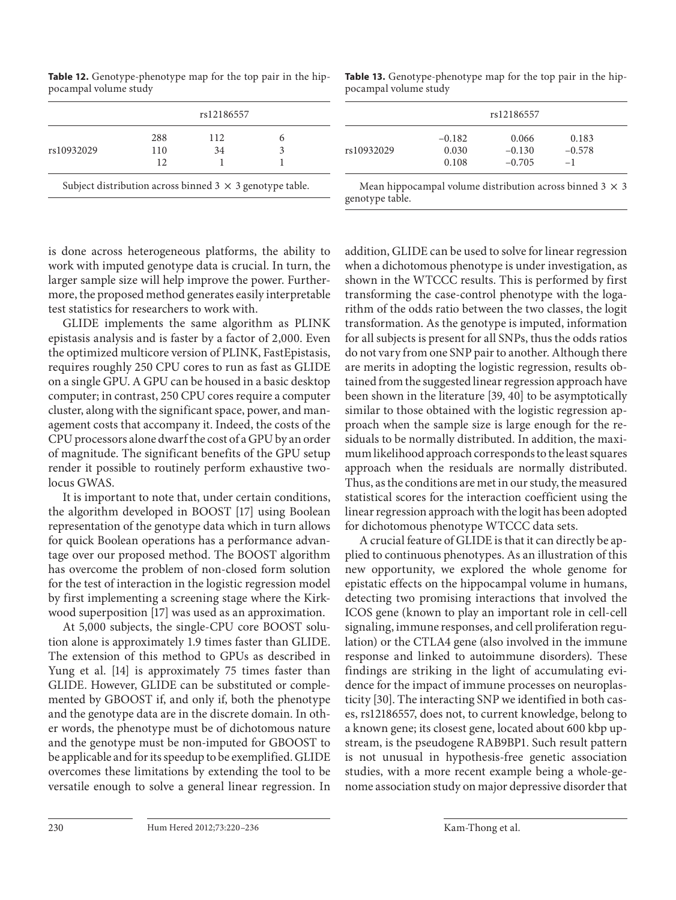**Table 12.** Genotype-phenotype map for the top pair in the hippocampal volume study

| | rs12186557 | | |
|---|---|---|---|
| rs10932029 | 288 | 112 | 6 |
| | 110 | 34 | 3 |
| | 12 | 1 | 1 |

Subject distribution across binned 3 × 3 genotype table.

**Table 13.** Genotype-phenotype map for the top pair in the hippocampal volume study

| | rs12186557 | | |
|---|---|---|---|
| rs10932029 | −0.182 | 0.066 | 0.183 |
| | 0.030 | −0.130 | −0.578 |
| | 0.108 | −0.705 | −1 |

Mean hippocampal volume distribution across binned 3 × 3 genotype table.

is done across heterogeneous platforms, the ability to work with imputed genotype data is crucial. In turn, the larger sample size will help improve the power. Furthermore, the proposed method generates easily interpretable test statistics for researchers to work with.

GLIDE implements the same algorithm as PLINK epistasis analysis and is faster by a factor of 2,000. Even the optimized multicore version of PLINK, FastEpistasis, requires roughly 250 CPU cores to run as fast as GLIDE on a single GPU. A GPU can be housed in a basic desktop computer; in contrast, 250 CPU cores require a computer cluster, along with the significant space, power, and management costs that accompany it. Indeed, the costs of the CPU processors alone dwarf the cost of a GPU by an order of magnitude. The significant benefits of the GPU setup render it possible to routinely perform exhaustive two-locus GWAS.

It is important to note that, under certain conditions, the algorithm developed in BOOST [17] using Boolean representation of the genotype data which in turn allows for quick Boolean operations has a performance advantage over our proposed method. The BOOST algorithm has overcome the problem of non-closed form solution for the test of interaction in the logistic regression model by first implementing a screening stage where the Kirkwood superposition [17] was used as an approximation.

At 5,000 subjects, the single-CPU core BOOST solution alone is approximately 1.9 times faster than GLIDE. The extension of this method to GPUs as described in Yung et al. [14] is approximately 75 times faster than GLIDE. However, GLIDE can be substituted or complemented by GBOOST if, and only if, both the phenotype and the genotype data are in the discrete domain. In other words, the phenotype must be of dichotomous nature and the genotype must be non-imputed for GBOOST to be applicable and for its speedup to be exemplified. GLIDE overcomes these limitations by extending the tool to be versatile enough to solve a general linear regression. In addition, GLIDE can be used to solve for linear regression when a dichotomous phenotype is under investigation, as shown in the WTCCC results. This is performed by first transforming the case-control phenotype with the logarithm of the odds ratio between the two classes, the logit transformation. As the genotype is imputed, information for all subjects is present for all SNPs, thus the odds ratios do not vary from one SNP pair to another. Although there are merits in adopting the logistic regression, results obtained from the suggested linear regression approach have been shown in the literature [39, 40] to be asymptotically similar to those obtained with the logistic regression approach when the sample size is large enough for the residuals to be normally distributed. In addition, the maximum likelihood approach corresponds to the least squares approach when the residuals are normally distributed. Thus, as the conditions are met in our study, the measured statistical scores for the interaction coefficient using the linear regression approach with the logit has been adopted for dichotomous phenotype WTCCC data sets.

A crucial feature of GLIDE is that it can directly be applied to continuous phenotypes. As an illustration of this new opportunity, we explored the whole genome for epistatic effects on the hippocampal volume in humans, detecting two promising interactions that involved the ICOS gene (known to play an important role in cell-cell signaling, immune responses, and cell proliferation regulation) or the CTLA4 gene (also involved in the immune response and linked to autoimmune disorders). These findings are striking in the light of accumulating evidence for the impact of immune processes on neuroplasticity [30]. The interacting SNP we identified in both cases, rs12186557, does not, to current knowledge, belong to a known gene; its closest gene, located about 600 kbp upstream, is the pseudogene RAB9BP1. Such result pattern is not unusual in hypothesis-free genetic association studies, with a more recent example being a whole-genome association study on major depressive disorder that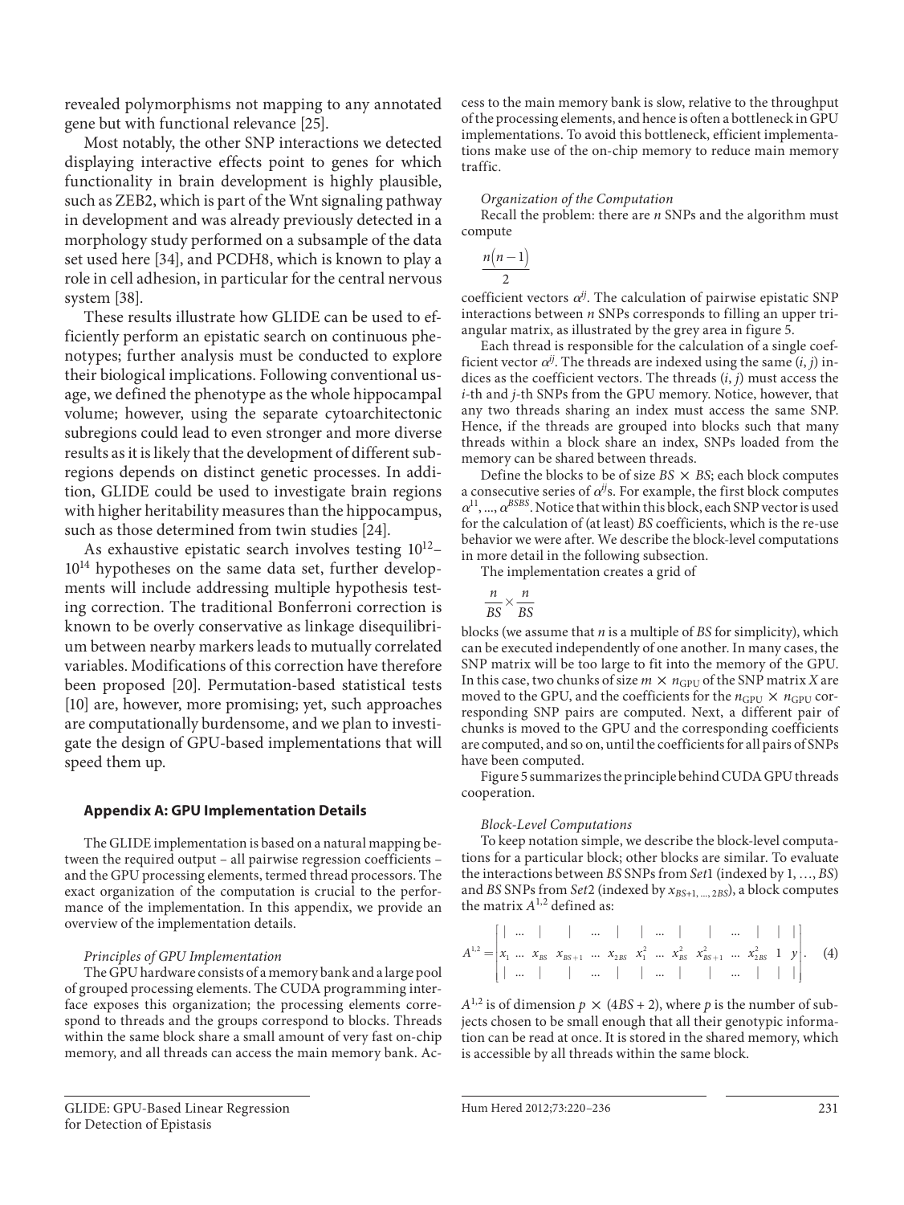revealed polymorphisms not mapping to any annotated gene but with functional relevance [25].

Most notably, the other SNP interactions we detected displaying interactive effects point to genes for which functionality in brain development is highly plausible, such as ZEB2, which is part of the Wnt signaling pathway in development and was already previously detected in a morphology study performed on a subsample of the data set used here [34], and PCDH8, which is known to play a role in cell adhesion, in particular for the central nervous system [38].

These results illustrate how GLIDE can be used to efficiently perform an epistatic search on continuous phenotypes; further analysis must be conducted to explore their biological implications. Following conventional usage, we defined the phenotype as the whole hippocampal volume; however, using the separate cytoarchitectonic subregions could lead to even stronger and more diverse results as it is likely that the development of different subregions depends on distinct genetic processes. In addition, GLIDE could be used to investigate brain regions with higher heritability measures than the hippocampus, such as those determined from twin studies [24].

As exhaustive epistatic search involves testing $10^{12}$–$10^{14}$ hypotheses on the same data set, further developments will include addressing multiple hypothesis testing correction. The traditional Bonferroni correction is known to be overly conservative as linkage disequilibrium between nearby markers leads to mutually correlated variables. Modifications of this correction have therefore been proposed [20]. Permutation-based statistical tests [10] are, however, more promising; yet, such approaches are computationally burdensome, and we plan to investigate the design of GPU-based implementations that will speed them up.

## Appendix A: GPU Implementation Details

The GLIDE implementation is based on a natural mapping between the required output – all pairwise regression coefficients – and the GPU processing elements, termed thread processors. The exact organization of the computation is crucial to the performance of the implementation. In this appendix, we provide an overview of the implementation details.

*Principles of GPU Implementation*

The GPU hardware consists of a memory bank and a large pool of grouped processing elements. The CUDA programming interface exposes this organization; the processing elements correspond to threads and the groups correspond to blocks. Threads within the same block share a small amount of very fast on-chip memory, and all threads can access the main memory bank. Access to the main memory bank is slow, relative to the throughput of the processing elements, and hence is often a bottleneck in GPU implementations. To avoid this bottleneck, efficient implementations make use of the on-chip memory to reduce main memory traffic.

*Organization of the Computation*

Recall the problem: there are $n$ SNPs and the algorithm must compute

$$\frac{n(n-1)}{2}$$

coefficient vectors $\alpha^{ij}$. The calculation of pairwise epistatic SNP interactions between $n$ SNPs corresponds to filling an upper triangular matrix, as illustrated by the grey area in figure 5.

Each thread is responsible for the calculation of a single coefficient vector $\alpha^{ij}$. The threads are indexed using the same $(i, j)$ indices as the coefficient vectors. The threads $(i, j)$ must access the $i$-th and $j$-th SNPs from the GPU memory. Notice, however, that any two threads sharing an index must access the same SNP. Hence, if the threads are grouped into blocks such that many threads within a block share an index, SNPs loaded from the memory can be shared between threads.

Define the blocks to be of size $BS \times BS$; each block computes a consecutive series of $\alpha^{ij}$s. For example, the first block computes $\alpha^{11}, ..., \alpha^{BSBS}$. Notice that within this block, each SNP vector is used for the calculation of (at least) $BS$ coefficients, which is the re-use behavior we were after. We describe the block-level computations in more detail in the following subsection.

The implementation creates a grid of

$$\frac{n}{BS} \times \frac{n}{BS}$$

blocks (we assume that $n$ is a multiple of $BS$ for simplicity), which can be executed independently of one another. In many cases, the SNP matrix will be too large to fit into the memory of the GPU. In this case, two chunks of size $m \times n_{\text{GPU}}$ of the SNP matrix $X$ are moved to the GPU, and the coefficients for the $n_{\text{GPU}} \times n_{\text{GPU}}$ corresponding SNP pairs are computed. Next, a different pair of chunks is moved to the GPU and the corresponding coefficients are computed, and so on, until the coefficients for all pairs of SNPs have been computed.

Figure 5 summarizes the principle behind CUDA GPU threads cooperation.

*Block-Level Computations*

To keep notation simple, we describe the block-level computations for a particular block; other blocks are similar. To evaluate the interactions between $BS$ SNPs from *Set*1 (indexed by 1, ..., $BS$) and $BS$ SNPs from *Set*2 (indexed by $x_{BS+1, ..., 2BS}$), a block computes the matrix $A^{1,2}$ defined as:

$$A^{1,2} = \begin{bmatrix} | & \dots & | & | & \dots & | & | & \dots & | & | & \dots & | & | & | \\ x_1 & \dots & x_{BS} & x_{BS+1} & \dots & x_{2BS} & x_1^2 & \dots & x_{BS}^2 & x_{BS+1}^2 & \dots & x_{2BS}^2 & 1 & y \\ | & \dots & | & | & \dots & | & | & \dots & | & | & \dots & | & | & | \end{bmatrix}. \quad (4)$$

$A^{1,2}$ is of dimension $p \times (4BS + 2)$, where $p$ is the number of subjects chosen to be small enough that all their genotypic information can be read at once. It is stored in the shared memory, which is accessible by all threads within the same block.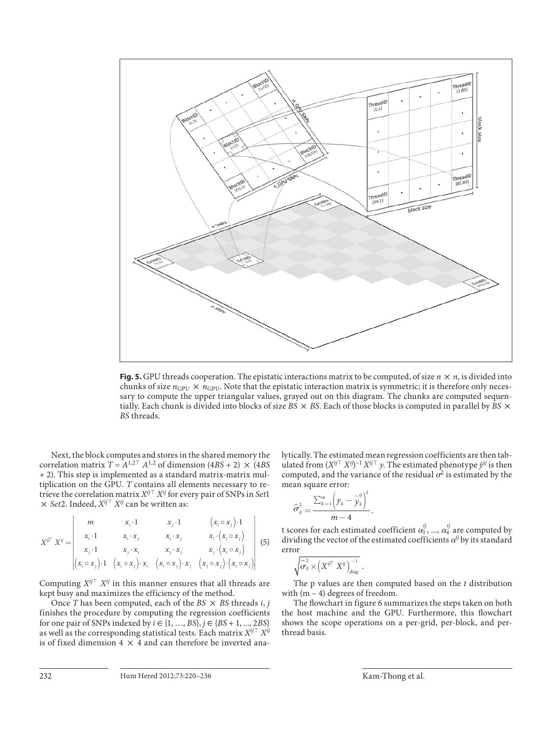**Fig. 5.** GPU threads cooperation. The epistatic interactions matrix to be computed, of size $n \times n$, is divided into chunks of size $n_{GPU} \times n_{GPU}$. Note that the epistatic interaction matrix is symmetric; it is therefore only necessary to compute the upper triangular values, grayed out on this diagram. The chunks are computed sequentially. Each chunk is divided into blocks of size $BS \times BS$. Each of those blocks is computed in parallel by $BS \times BS$ threads.

Next, the block computes and stores in the shared memory the correlation matrix $T = A^{1,2\top} A^{1,2}$ of dimension $(4BS + 2) \times (4BS + 2)$. This step is implemented as a standard matrix-matrix multiplication on the GPU. $T$ contains all elements necessary to retrieve the correlation matrix $X^{ij\top} X^{ij}$ for every pair of SNPs in *Set*1 × *Set*2. Indeed, $X^{ij\top} X^{ij}$ can be written as:

$$X^{ij\top} X^{ij} = \begin{bmatrix} m & x_i \cdot 1 & x_j \cdot 1 & (x_i \circ x_j) \cdot 1 \\ x_i \cdot 1 & x_i \cdot x_j & x_i \cdot x_j & x_i \cdot (x_i \circ x_j) \\ x_j \cdot 1 & x_j \cdot x_i & x_j \cdot x_j & x_j \cdot (x_i \circ x_j) \\ (x_i \circ x_j) \cdot 1 & (x_i \circ x_j) \cdot x_i & (x_i \circ x_j) \cdot x_j & (x_j \circ x_j) \cdot (x_i \circ x_j) \end{bmatrix} \quad (5)$$

Computing $X^{ij\top} X^{ij}$ in this manner ensures that all threads are kept busy and maximizes the efficiency of the method.

Once $T$ has been computed, each of the $BS \times BS$ threads $i$, $j$ finishes the procedure by computing the regression coefficients for one pair of SNPs indexed by $i \in \{1, \ldots, BS\}$, $j \in \{BS + 1, \ldots, 2BS\}$ as well as the corresponding statistical tests. Each matrix $X^{ij\top} X^{ij}$ is of fixed dimension $4 \times 4$ and can therefore be inverted analytically. The estimated mean regression coefficients are then tabulated from $(X^{ij\top} X^{ij})^{-1} X^{ij\top} y$. The estimated phenotype $\hat{y}^{ij}$ is then computed, and the variance of the residual $\sigma^2$ is estimated by the mean square error:

$$\hat{\sigma}_{ij}^2 = \frac{\sum_{k=1}^{m} \left( y_k - \hat{y}_k^{ij} \right)^2}{m - 4}.$$

t scores for each estimated coefficient $\alpha_1^{ij}, \ldots, \alpha_4^{ij}$ are computed by dividing the vector of the estimated coefficients $\alpha^{ij}$ by its standard error

$$\sqrt{\hat{\sigma}_{ij}^2 \times \left( X^{ij\top} X^{ij} \right)_{diag}^{-1}}.$$

The p values are then computed based on the $t$ distribution with $(m - 4)$ degrees of freedom.

The flowchart in figure 6 summarizes the steps taken on both the host machine and the GPU. Furthermore, this flowchart shows the scope operations on a per-grid, per-block, and per-thread basis.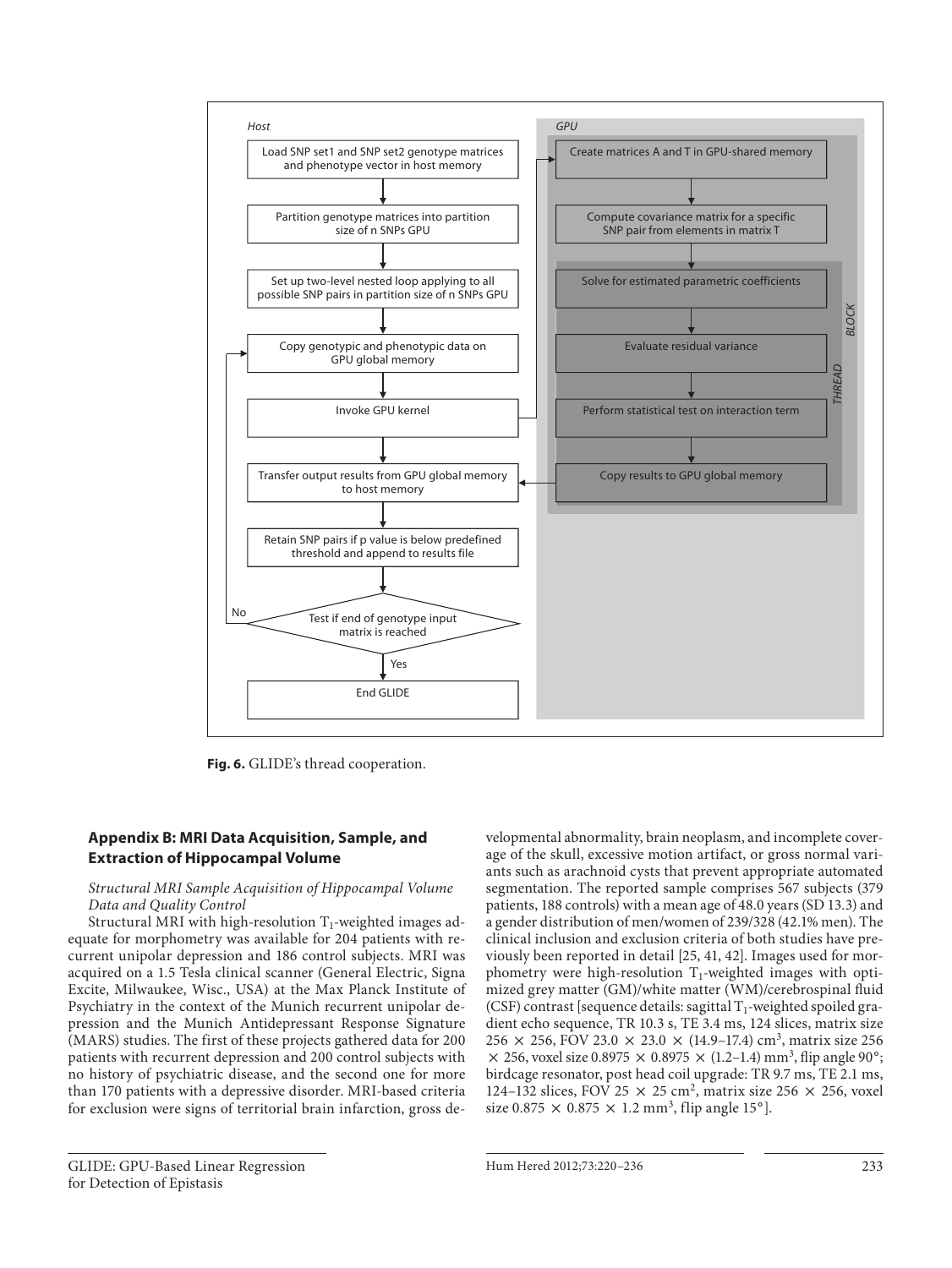Host

Load SNP set1 and SNP set2 genotype matrices and phenotype vector in host memory

Partition genotype matrices into partition size of n SNPs GPU

Set up two-level nested loop applying to all possible SNP pairs in partition size of n SNPs GPU

Copy genotypic and phenotypic data on GPU global memory

Invoke GPU kernel

Transfer output results from GPU global memory to host memory

Retain SNP pairs if p value is below predefined threshold and append to results file

Test if end of genotype input matrix is reached

No

Yes

End GLIDE

GPU

Create matrices A and T in GPU-shared memory

Compute covariance matrix for a specific SNP pair from elements in matrix T

Solve for estimated parametric coefficients

Evaluate residual variance

Perform statistical test on interaction term

Copy results to GPU global memory

BLOCK

THREAD

**Fig. 6.** GLIDE's thread cooperation.

## Appendix B: MRI Data Acquisition, Sample, and Extraction of Hippocampal Volume

*Structural MRI Sample Acquisition of Hippocampal Volume Data and Quality Control*

Structural MRI with high-resolution $T_1$-weighted images adequate for morphometry was available for 204 patients with recurrent unipolar depression and 186 control subjects. MRI was acquired on a 1.5 Tesla clinical scanner (General Electric, Signa Excite, Milwaukee, Wisc., USA) at the Max Planck Institute of Psychiatry in the context of the Munich recurrent unipolar depression and the Munich Antidepressant Response Signature (MARS) studies. The first of these projects gathered data for 200 patients with recurrent depression and 200 control subjects with no history of psychiatric disease, and the second one for more than 170 patients with a depressive disorder. MRI-based criteria for exclusion were signs of territorial brain infarction, gross developmental abnormality, brain neoplasm, and incomplete coverage of the skull, excessive motion artifact, or gross normal variants such as arachnoid cysts that prevent appropriate automated segmentation. The reported sample comprises 567 subjects (379 patients, 188 controls) with a mean age of 48.0 years (SD 13.3) and a gender distribution of men/women of 239/328 (42.1% men). The clinical inclusion and exclusion criteria of both studies have previously been reported in detail [25, 41, 42]. Images used for morphometry were high-resolution $T_1$-weighted images with optimized grey matter (GM)/white matter (WM)/cerebrospinal fluid (CSF) contrast [sequence details: sagittal $T_1$-weighted spoiled gradient echo sequence, TR 10.3 s, TE 3.4 ms, 124 slices, matrix size $256 \times 256$, FOV $23.0 \times 23.0 \times (14.9–17.4)$ cm$^3$, matrix size $256 \times 256$, voxel size $0.8975 \times 0.8975 \times (1.2–1.4)$ mm$^3$, flip angle 90°; birdcage resonator, post head coil upgrade: TR 9.7 ms, TE 2.1 ms, 124–132 slices, FOV $25 \times 25$ cm$^2$, matrix size $256 \times 256$, voxel size $0.875 \times 0.875 \times 1.2$ mm$^3$, flip angle 15°].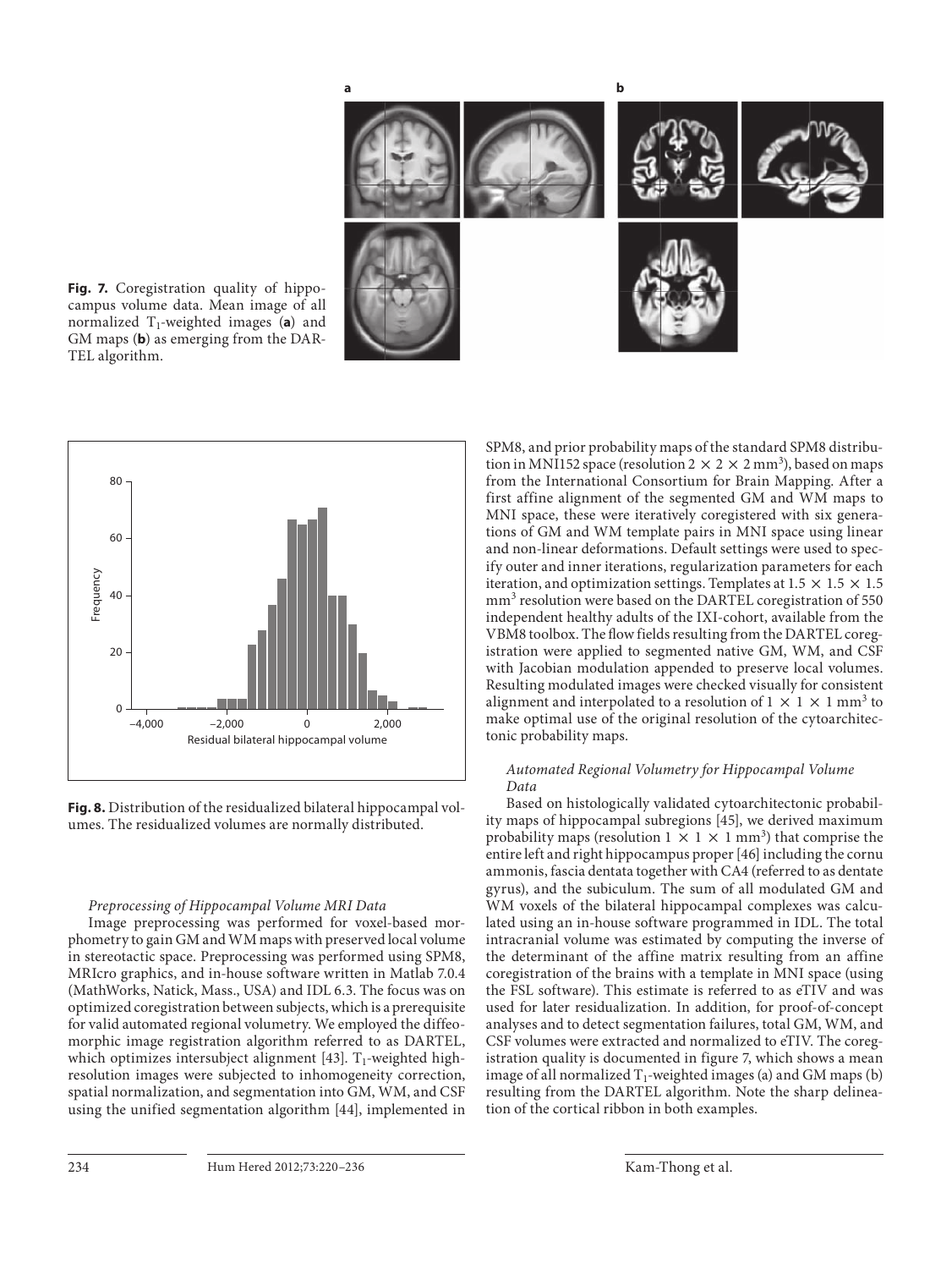**Fig. 7.** Coregistration quality of hippocampus volume data. Mean image of all normalized $T_1$-weighted images (**a**) and GM maps (**b**) as emerging from the DARTEL algorithm.

**Fig. 8.** Distribution of the residualized bilateral hippocampal volumes. The residualized volumes are normally distributed.

*Preprocessing of Hippocampal Volume MRI Data*

Image preprocessing was performed for voxel-based morphometry to gain GM and WM maps with preserved local volume in stereotactic space. Preprocessing was performed using SPM8, MRIcro graphics, and in-house software written in Matlab 7.0.4 (MathWorks, Natick, Mass., USA) and IDL 6.3. The focus was on optimized coregistration between subjects, which is a prerequisite for valid automated regional volumetry. We employed the diffeomorphic image registration algorithm referred to as DARTEL, which optimizes intersubject alignment [43]. $T_1$-weighted high-resolution images were subjected to inhomogeneity correction, spatial normalization, and segmentation into GM, WM, and CSF using the unified segmentation algorithm [44], implemented in SPM8, and prior probability maps of the standard SPM8 distribution in MNI152 space (resolution $2 \times 2 \times 2$ mm$^3$), based on maps from the International Consortium for Brain Mapping. After a first affine alignment of the segmented GM and WM maps to MNI space, these were iteratively coregistered with six generations of GM and WM template pairs in MNI space using linear and non-linear deformations. Default settings were used to specify outer and inner iterations, regularization parameters for each iteration, and optimization settings. Templates at $1.5 \times 1.5 \times 1.5$ mm$^3$ resolution were based on the DARTEL coregistration of 550 independent healthy adults of the IXI-cohort, available from the VBM8 toolbox. The flow fields resulting from the DARTEL coregistration were applied to segmented native GM, WM, and CSF with Jacobian modulation appended to preserve local volumes. Resulting modulated images were checked visually for consistent alignment and interpolated to a resolution of $1 \times 1 \times 1$ mm$^3$ to make optimal use of the original resolution of the cytoarchitectonic probability maps.

*Automated Regional Volumetry for Hippocampal Volume Data*

Based on histologically validated cytoarchitectonic probability maps of hippocampal subregions [45], we derived maximum probability maps (resolution $1 \times 1 \times 1$ mm$^3$) that comprise the entire left and right hippocampus proper [46] including the cornu ammonis, fascia dentata together with CA4 (referred to as dentate gyrus), and the subiculum. The sum of all modulated GM and WM voxels of the bilateral hippocampal complexes was calculated using an in-house software programmed in IDL. The total intracranial volume was estimated by computing the inverse of the determinant of the affine matrix resulting from an affine coregistration of the brains with a template in MNI space (using the FSL software). This estimate is referred to as eTIV and was used for later residualization. In addition, for proof-of-concept analyses and to detect segmentation failures, total GM, WM, and CSF volumes were extracted and normalized to eTIV. The coregistration quality is documented in figure 7, which shows a mean image of all normalized $T_1$-weighted images (a) and GM maps (b) resulting from the DARTEL algorithm. Note the sharp delineation of the cortical ribbon in both examples.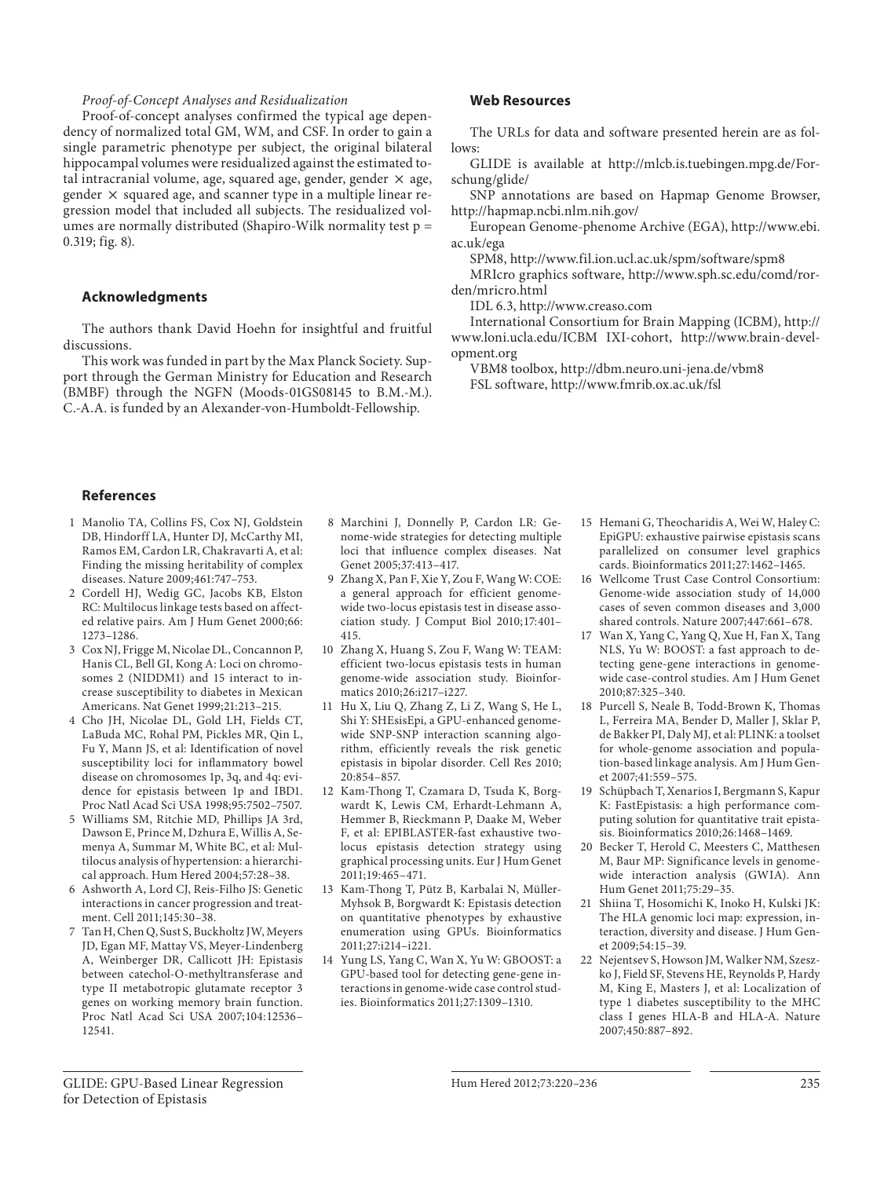*Proof-of-Concept Analyses and Residualization*

Proof-of-concept analyses confirmed the typical age dependency of normalized total GM, WM, and CSF. In order to gain a single parametric phenotype per subject, the original bilateral hippocampal volumes were residualized against the estimated total intracranial volume, age, squared age, gender, gender × age, gender × squared age, and scanner type in a multiple linear regression model that included all subjects. The residualized volumes are normally distributed (Shapiro-Wilk normality test p = 0.319; fig. 8).

## Acknowledgments

The authors thank David Hoehn for insightful and fruitful discussions.

This work was funded in part by the Max Planck Society. Support through the German Ministry for Education and Research (BMBF) through the NGFN (Moods-01GS08145 to B.M.-M.). C.-A.A. is funded by an Alexander-von-Humboldt-Fellowship.

## Web Resources

The URLs for data and software presented herein are as follows:

GLIDE is available at http://mlcb.is.tuebingen.mpg.de/Forschung/glide/

SNP annotations are based on Hapmap Genome Browser, http://hapmap.ncbi.nlm.nih.gov/

European Genome-phenome Archive (EGA), http://www.ebi.ac.uk/ega

SPM8, http://www.fil.ion.ucl.ac.uk/spm/software/spm8

MRIcro graphics software, http://www.sph.sc.edu/comd/rorden/mricro.html

IDL 6.3, http://www.creaso.com

International Consortium for Brain Mapping (ICBM), http://www.loni.ucla.edu/ICBM IXI-cohort, http://www.brain-development.org

VBM8 toolbox, http://dbm.neuro.uni-jena.de/vbm8

FSL software, http://www.fmrib.ox.ac.uk/fsl

## References

1. Manolio TA, Collins FS, Cox NJ, Goldstein DB, Hindorff LA, Hunter DJ, McCarthy MI, Ramos EM, Cardon LR, Chakravarti A, et al: Finding the missing heritability of complex diseases. Nature 2009;461:747–753.
2. Cordell HJ, Wedig GC, Jacobs KB, Elston RC: Multilocus linkage tests based on affected relative pairs. Am J Hum Genet 2000;66: 1273–1286.
3. Cox NJ, Frigge M, Nicolae DL, Concannon P, Hanis CL, Bell GI, Kong A: Loci on chromosomes 2 (NIDDM1) and 15 interact to increase susceptibility to diabetes in Mexican Americans. Nat Genet 1999;21:213–215.
4. Cho JH, Nicolae DL, Gold LH, Fields CT, LaBuda MC, Rohal PM, Pickles MR, Qin L, Fu Y, Mann JS, et al: Identification of novel susceptibility loci for inflammatory bowel disease on chromosomes 1p, 3q, and 4q: evidence for epistasis between 1p and IBD1. Proc Natl Acad Sci USA 1998;95:7502–7507.
5. Williams SM, Ritchie MD, Phillips JA 3rd, Dawson E, Prince M, Dzhura E, Willis A, Semenya A, Summar M, White BC, et al: Multilocus analysis of hypertension: a hierarchical approach. Hum Hered 2004;57:28–38.
6. Ashworth A, Lord CJ, Reis-Filho JS: Genetic interactions in cancer progression and treatment. Cell 2011;145:30–38.
7. Tan H, Chen Q, Sust S, Buckholtz JW, Meyers JD, Egan MF, Mattay VS, Meyer-Lindenberg A, Weinberger DR, Callicott JH: Epistasis between catechol-O-methyltransferase and type II metabotropic glutamate receptor 3 genes on working memory brain function. Proc Natl Acad Sci USA 2007;104:12536–12541.
8. Marchini J, Donnelly P, Cardon LR: Genome-wide strategies for detecting multiple loci that influence complex diseases. Nat Genet 2005;37:413–417.
9. Zhang X, Pan F, Xie Y, Zou F, Wang W: COE: a general approach for efficient genome-wide two-locus epistasis test in disease association study. J Comput Biol 2010;17:401–415.
10. Zhang X, Huang S, Zou F, Wang W: TEAM: efficient two-locus epistasis tests in human genome-wide association study. Bioinformatics 2010;26:i217–i227.
11. Hu X, Liu Q, Zhang Z, Li Z, Wang S, He L, Shi Y: SHEsisEpi, a GPU-enhanced genome-wide SNP-SNP interaction scanning algorithm, efficiently reveals the risk genetic epistasis in bipolar disorder. Cell Res 2010; 20:854–857.
12. Kam-Thong T, Czamara D, Tsuda K, Borgwardt K, Lewis CM, Erhardt-Lehmann A, Hemmer B, Rieckmann P, Daake M, Weber F, et al: EPIBLASTER-fast exhaustive two-locus epistasis detection strategy using graphical processing units. Eur J Hum Genet 2011;19:465–471.
13. Kam-Thong T, Pütz B, Karbalai N, Müller-Myhsok B, Borgwardt K: Epistasis detection on quantitative phenotypes by exhaustive enumeration using GPUs. Bioinformatics 2011;27:i214–i221.
14. Yung LS, Yang C, Wan X, Yu W: GBOOST: a GPU-based tool for detecting gene-gene interactions in genome-wide case control studies. Bioinformatics 2011;27:1309–1310.
15. Hemani G, Theocharidis A, Wei W, Haley C: EpiGPU: exhaustive pairwise epistasis scans parallelized on consumer level graphics cards. Bioinformatics 2011;27:1462–1465.
16. Wellcome Trust Case Control Consortium: Genome-wide association study of 14,000 cases of seven common diseases and 3,000 shared controls. Nature 2007;447:661–678.
17. Wan X, Yang C, Yang Q, Xue H, Fan X, Tang NLS, Yu W: BOOST: a fast approach to detecting gene-gene interactions in genome-wide case-control studies. Am J Hum Genet 2010;87:325–340.
18. Purcell S, Neale B, Todd-Brown K, Thomas L, Ferreira MA, Bender D, Maller J, Sklar P, de Bakker PI, Daly MJ, et al: PLINK: a toolset for whole-genome association and population-based linkage analysis. Am J Hum Genet 2007;41:559–575.
19. Schüpbach T, Xenarios I, Bergmann S, Kapur K: FastEpistasis: a high performance computing solution for quantitative trait epistasis. Bioinformatics 2010;26:1468–1469.
20. Becker T, Herold C, Meesters C, Matthesen M, Baur MP: Significance levels in genome-wide interaction analysis (GWIA). Ann Hum Genet 2011;75:29–35.
21. Shiina T, Hosomichi K, Inoko H, Kulski JK: The HLA genomic loci map: expression, interaction, diversity and disease. J Hum Genet 2009;54:15–39.
22. Nejentsev S, Howson JM, Walker NM, Szeszko J, Field SF, Stevens HE, Reynolds P, Hardy M, King E, Masters J, et al: Localization of type 1 diabetes susceptibility to the MHC class I genes HLA-B and HLA-A. Nature 2007;450:887–892.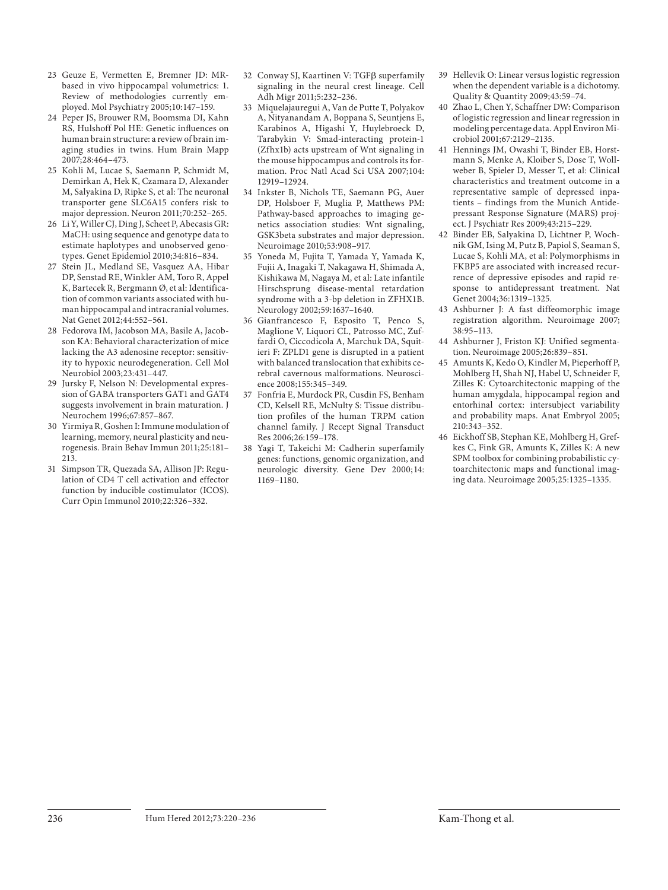23 Geuze E, Vermetten E, Bremner JD: MR-based in vivo hippocampal volumetrics: 1. Review of methodologies currently employed. Mol Psychiatry 2005;10:147–159.

24 Peper JS, Brouwer RM, Boomsma DI, Kahn RS, Hulshoff Pol HE: Genetic influences on human brain structure: a review of brain imaging studies in twins. Hum Brain Mapp 2007;28:464–473.

25 Kohli M, Lucae S, Saemann P, Schmidt M, Demirkan A, Hek K, Czamara D, Alexander M, Salyakina D, Ripke S, et al: The neuronal transporter gene SLC6A15 confers risk to major depression. Neuron 2011;70:252–265.

26 Li Y, Willer CJ, Ding J, Scheet P, Abecasis GR: MaCH: using sequence and genotype data to estimate haplotypes and unobserved genotypes. Genet Epidemiol 2010;34:816–834.

27 Stein JL, Medland SE, Vasquez AA, Hibar DP, Senstad RE, Winkler AM, Toro R, Appel K, Bartecek R, Bergmann Ø, et al: Identification of common variants associated with human hippocampal and intracranial volumes. Nat Genet 2012;44:552–561.

28 Fedorova IM, Jacobson MA, Basile A, Jacobson KA: Behavioral characterization of mice lacking the A3 adenosine receptor: sensitivity to hypoxic neurodegeneration. Cell Mol Neurobiol 2003;23:431–447.

29 Jursky F, Nelson N: Developmental expression of GABA transporters GAT1 and GAT4 suggests involvement in brain maturation. J Neurochem 1996;67:857–867.

30 Yirmiya R, Goshen I: Immune modulation of learning, memory, neural plasticity and neurogenesis. Brain Behav Immun 2011;25:181–213.

31 Simpson TR, Quezada SA, Allison JP: Regulation of CD4 T cell activation and effector function by inducible costimulator (ICOS). Curr Opin Immunol 2010;22:326–332.

32 Conway SJ, Kaartinen V: TGFβ superfamily signaling in the neural crest lineage. Cell Adh Migr 2011;5:232–236.

33 Miquelajauregui A, Van de Putte T, Polyakov A, Nityanandam A, Boppana S, Seuntjens E, Karabinos A, Higashi Y, Huylebroeck D, Tarabykin V: Smad-interacting protein-1 (Zfhx1b) acts upstream of Wnt signaling in the mouse hippocampus and controls its formation. Proc Natl Acad Sci USA 2007;104: 12919–12924.

34 Inkster B, Nichols TE, Saemann PG, Auer DP, Holsboer F, Muglia P, Matthews PM: Pathway-based approaches to imaging genetics association studies: Wnt signaling, GSK3beta substrates and major depression. Neuroimage 2010;53:908–917.

35 Yoneda M, Fujita T, Yamada Y, Yamada K, Fujii A, Inagaki T, Nakagawa H, Shimada A, Kishikawa M, Nagaya M, et al: Late infantile Hirschsprung disease-mental retardation syndrome with a 3-bp deletion in ZFHX1B. Neurology 2002;59:1637–1640.

36 Gianfrancesco F, Esposito T, Penco S, Maglione V, Liquori CL, Patrosso MC, Zuffardi O, Ciccodicola A, Marchuk DA, Squitieri F: ZPLD1 gene is disrupted in a patient with balanced translocation that exhibits cerebral cavernous malformations. Neuroscience 2008;155:345–349.

37 Fonfria E, Murdock PR, Cusdin FS, Benham CD, Kelsell RE, McNulty S: Tissue distribution profiles of the human TRPM cation channel family. J Recept Signal Transduct Res 2006;26:159–178.

38 Yagi T, Takeichi M: Cadherin superfamily genes: functions, genomic organization, and neurologic diversity. Gene Dev 2000;14: 1169–1180.

39 Hellevik O: Linear versus logistic regression when the dependent variable is a dichotomy. Quality & Quantity 2009;43:59–74.

40 Zhao L, Chen Y, Schaffner DW: Comparison of logistic regression and linear regression in modeling percentage data. Appl Environ Microbiol 2001;67:2129–2135.

41 Hennings JM, Owashi T, Binder EB, Horstmann S, Menke A, Kloiber S, Dose T, Wollweber B, Spieler D, Messer T, et al: Clinical characteristics and treatment outcome in a representative sample of depressed inpatients – findings from the Munich Antidepressant Response Signature (MARS) project. J Psychiatr Res 2009;43:215–229.

42 Binder EB, Salyakina D, Lichtner P, Wochnik GM, Ising M, Putz B, Papiol S, Seaman S, Lucae S, Kohli MA, et al: Polymorphisms in FKBP5 are associated with increased recurrence of depressive episodes and rapid response to antidepressant treatment. Nat Genet 2004;36:1319–1325.

43 Ashburner J: A fast diffeomorphic image registration algorithm. Neuroimage 2007; 38:95–113.

44 Ashburner J, Friston KJ: Unified segmentation. Neuroimage 2005;26:839–851.

45 Amunts K, Kedo O, Kindler M, Pieperhoff P, Mohlberg H, Shah NJ, Habel U, Schneider F, Zilles K: Cytoarchitectonic mapping of the human amygdala, hippocampal region and entorhinal cortex: intersubject variability and probability maps. Anat Embryol 2005; 210:343–352.

46 Eickhoff SB, Stephan KE, Mohlberg H, Grefkes C, Fink GR, Amunts K, Zilles K: A new SPM toolbox for combining probabilistic cytoarchitectonic maps and functional imaging data. Neuroimage 2005;25:1325–1335.